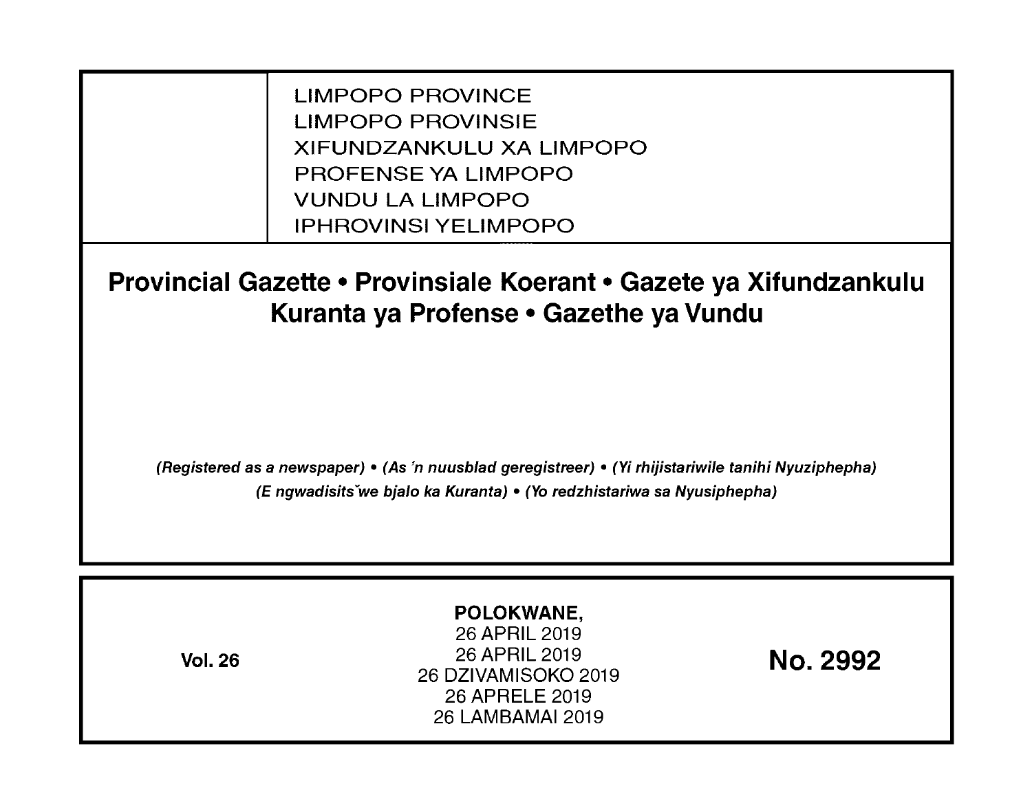LIMPOPO PROVINCE
LIMPOPO PROVINSIE
XIFUNDZANKULU XA LIMPOPO
PROFENSE YA LIMPOPO
VUNDU LA LIMPOPO
IPHROVINSI YELIMPOPO

# Provincial Gazette • Provinsiale Koerant • Gazete ya Xifundzankulu Kuranta ya Profense • Gazethe ya Vundu

*(Registered as a newspaper) • (As 'n nuusblad geregistreer) • (Yi rhijistariwile tanihi Nyuziphepha) (E ngwadisitšwe bjalo ka Kuranta) • (Yo redzhistariwa sa Nyusiphepha)*

**Vol. 26**

**POLOKWANE,**
26 APRIL 2019
26 APRIL 2019
26 DZIVAMISOKO 2019
26 APRELE 2019
26 LAMBAMAI 2019

**No. 2992**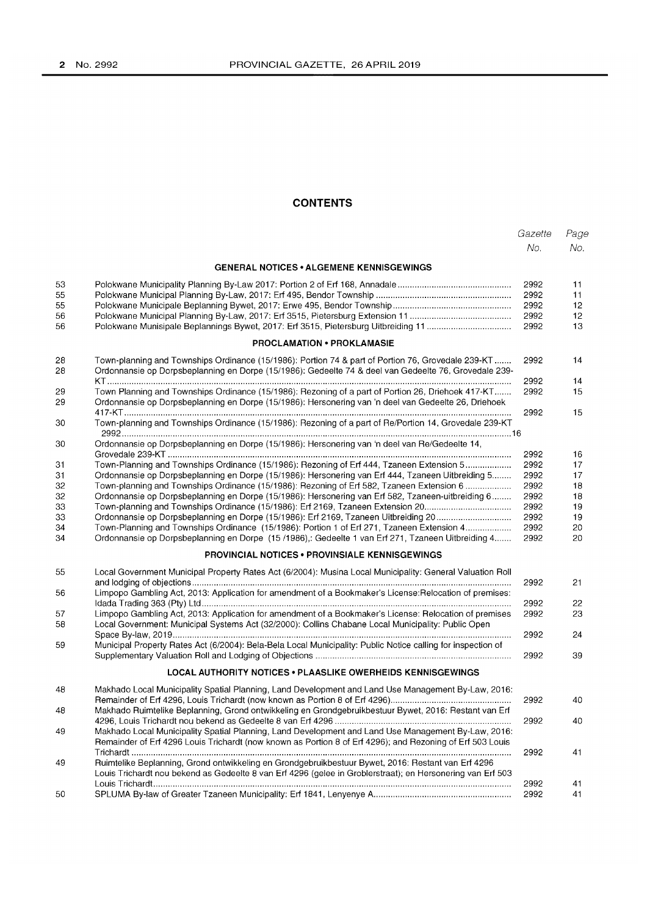# CONTENTS

| | | Gazette No. | Page No. |
|---|---|---|---|
| | **GENERAL NOTICES • ALGEMENE KENNISGEWINGS** | | |
| 53 | Polokwane Municipality Planning By-Law 2017: Portion 2 of Erf 168, Annadale | 2992 | 11 |
| 55 | Polokwane Municipal Planning By-Law, 2017: Erf 495, Bendor Township | 2992 | 11 |
| 55 | Polokwane Municipale Beplanning Bywet, 2017: Erwe 495, Bendor Township | 2992 | 12 |
| 56 | Polokwane Municipal Planning By-Law, 2017: Erf 3515, Pietersburg Extension 11 | 2992 | 12 |
| 56 | Polokwane Munisipale Beplannings Bywet, 2017: Erf 3515, Pietersburg Uitbreiding 11 | 2992 | 13 |
| | **PROCLAMATION • PROKLAMASIE** | | |
| 28 | Town-planning and Townships Ordinance (15/1986): Portion 74 & part of Portion 76, Grovedale 239-KT | 2992 | 14 |
| 28 | Ordonnansie op Dorpsbeplanning en Dorpe (15/1986): Gedeelte 74 & deel van Gedeelte 76, Grovedale 239-KT | 2992 | 14 |
| 29 | Town Planning and Townships Ordinance (15/1986): Rezoning of a part of Portion 26, Driehoek 417-KT | 2992 | 15 |
| 29 | Ordonnansie op Dorpsbeplanning en Dorpe (15/1986): Hersonering van 'n deel van Gedeelte 26, Driehoek 417-KT | 2992 | 15 |
| 30 | Town-planning and Townships Ordinance (15/1986): Rezoning of a part of Re/Portion 14, Grovedale 239-KT | 2992 | 16 |
| 30 | Ordonnansie op Dorpsbeplanning en Dorpe (15/1986): Hersonering van 'n deel van Re/Gedeelte 14, Grovedale 239-KT | 2992 | 16 |
| 31 | Town-Planning and Townships Ordinance (15/1986): Rezoning of Erf 444, Tzaneen Extension 5 | 2992 | 17 |
| 31 | Ordonnansie op Dorpsbeplanning en Dorpe (15/1986): Hersonering van Erf 444, Tzaneen Uitbreiding 5 | 2992 | 17 |
| 32 | Town-planning and Townships Ordinance (15/1986): Rezoning of Erf 582, Tzaneen Extension 6 | 2992 | 18 |
| 32 | Ordonnansie op Dorpsbeplanning en Dorpe (15/1986): Hersonering van Erf 582, Tzaneen-uitbreiding 6 | 2992 | 18 |
| 33 | Town-planning and Townships Ordinance (15/1986): Erf 2169, Tzaneen Extension 20 | 2992 | 19 |
| 33 | Ordonnansie op Dorpsbeplanning en Dorpe (15/1986): Erf 2169, Tzaneen Uitbreiding 20 | 2992 | 19 |
| 34 | Town-Planning and Townships Ordinance (15/1986): Portion 1 of Erf 271, Tzaneen Extension 4 | 2992 | 20 |
| 34 | Ordonnansie op Dorpsbeplanning en Dorpe (15 /1986),: Gedeelte 1 van Erf 271, Tzaneen Uitbreiding 4 | 2992 | 20 |
| | **PROVINCIAL NOTICES • PROVINSIALE KENNISGEWINGS** | | |
| 55 | Local Government Municipal Property Rates Act (6/2004): Musina Local Municipality: General Valuation Roll and lodging of objections | 2992 | 21 |
| 56 | Limpopo Gambling Act, 2013: Application for amendment of a Bookmaker's License:Relocation of premises: Idada Trading 363 (Pty) Ltd | 2992 | 22 |
| 57 | Limpopo Gambling Act, 2013: Application for amendment of a Bookmaker's License: Relocation of premises | 2992 | 23 |
| 58 | Local Government: Municipal Systems Act (32/2000): Collins Chabane Local Municipality: Public Open Space By-law, 2019 | 2992 | 24 |
| 59 | Municipal Property Rates Act (6/2004): Bela-Bela Local Municipality: Public Notice calling for inspection of Supplementary Valuation Roll and Lodging of Objections | 2992 | 39 |
| | **LOCAL AUTHORITY NOTICES • PLAASLIKE OWERHEIDS KENNISGEWINGS** | | |
| 48 | Makhado Local Municipality Spatial Planning, Land Development and Land Use Management By-Law, 2016: Remainder of Erf 4296, Louis Trichardt (now known as Portion 8 of Erf 4296) | 2992 | 40 |
| 48 | Makhado Ruimtelike Beplanning, Grond ontwikkeling en Grondgebruikbestuur Bywet, 2016: Restant van Erf 4296, Louis Trichardt nou bekend as Gedeelte 8 van Erf 4296 | 2992 | 40 |
| 49 | Makhado Local Municipality Spatial Planning, Land Development and Land Use Management By-Law, 2016: Remainder of Erf 4296 Louis Trichardt (now known as Portion 8 of Erf 4296); and Rezoning of Erf 503 Louis Trichardt | 2992 | 41 |
| 49 | Ruimtelike Beplanning, Grond ontwikkeling en Grondgebruikbestuur Bywet, 2016: Restant van Erf 4296 Louis Trichardt nou bekend as Gedeelte 8 van Erf 4296 (gelee in Groblerstraat); en Hersonering van Erf 503 Louis Trichardt | 2992 | 41 |
| 50 | SPLUMA By-law of Greater Tzaneen Municipality: Erf 1841, Lenyenye A | 2992 | 41 |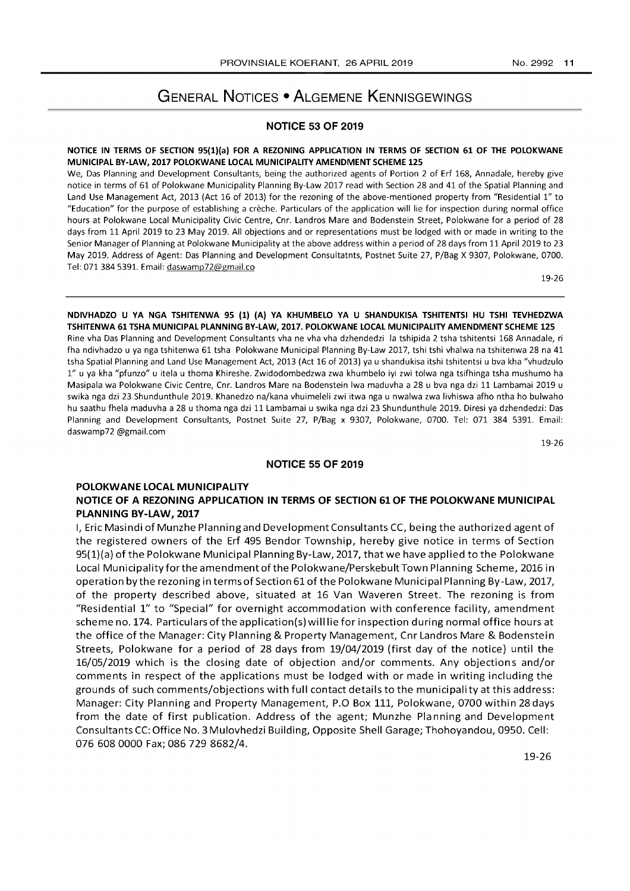# General Notices • Algemene Kennisgewings

## NOTICE 53 OF 2019

**NOTICE IN TERMS OF SECTION 95(1)(a) FOR A REZONING APPLICATION IN TERMS OF SECTION 61 OF THE POLOKWANE MUNICIPAL BY-LAW, 2017 POLOKWANE LOCAL MUNICIPALITY AMENDMENT SCHEME 125**

We, Das Planning and Development Consultants, being the authorized agents of Portion 2 of Erf 168, Annadale, hereby give notice in terms of 61 of Polokwane Municipality Planning By-Law 2017 read with Section 28 and 41 of the Spatial Planning and Land Use Management Act, 2013 (Act 16 of 2013) for the rezoning of the above-mentioned property from "Residential 1" to "Education" for the purpose of establishing a crèche. Particulars of the application will lie for inspection during normal office hours at Polokwane Local Municipality Civic Centre, Cnr. Landros Mare and Bodenstein Street, Polokwane for a period of 28 days from 11 April 2019 to 23 May 2019. All objections and or representations must be lodged with or made in writing to the Senior Manager of Planning at Polokwane Municipality at the above address within a period of 28 days from 11 April 2019 to 23 May 2019. Address of Agent: Das Planning and Development Consultatnts, Postnet Suite 27, P/Bag X 9307, Polokwane, 0700. Tel: 071 384 5391. Email: daswamp72@gmail.co

19-26

**NDIVHADZO U YA NGA TSHITENWA 95 (1) (A) YA KHUMBELO YA U SHANDUKISA TSHITENTSI HU TSHI TEVHEDZWA TSHITENWA 61 TSHA MUNICIPAL PLANNING BY-LAW, 2017. POLOKWANE LOCAL MUNICIPALITY AMENDMENT SCHEME 125**

Rine vha Das Planning and Development Consultants vha ne vha vha dzhendedzi la tshipida 2 tsha tshitentsi 168 Annadale, ri fha ndivhadzo u ya nga tshitenwa 61 tsha Polokwane Municipal Planning By-Law 2017, tshi tshi vhalwa na tshitenwa 28 na 41 tsha Spatial Planning and Land Use Management Act, 2013 (Act 16 of 2013) ya u shandukisa itshi tshitentsi u bva kha "vhudzulo 1" u ya kha "pfunzo" u itela u thoma Khireshe. Zwidodombedzwa zwa khumbelo iyi zwi tolwa nga tsifhinga tsha mushumo ha Masipala wa Polokwane Civic Centre, Cnr. Landros Mare na Bodenstein lwa maduvha a 28 u bva nga dzi 11 Lambamai 2019 u swika nga dzi 23 Shundunthule 2019. Khanedzo na/kana vhuimeleli zwi itwa nga u nwalwa zwa livhiswa afho ntha ho bulwaho hu saathu fhela maduvha a 28 u thoma nga dzi 11 Lambamai u swika nga dzi 23 Shundunthule 2019. Diresi ya dzhendedzi: Das Planning and Development Consultants, Postnet Suite 27, P/Bag x 9307, Polokwane, 0700. Tel: 071 384 5391. Email: daswamp72 @gmail.com

19-26

## NOTICE 55 OF 2019

**POLOKWANE LOCAL MUNICIPALITY**

**NOTICE OF A REZONING APPLICATION IN TERMS OF SECTION 61 OF THE POLOKWANE MUNICIPAL PLANNING BY-LAW, 2017**

I, Eric Masindi of Munzhe Planning and Development Consultants CC, being the authorized agent of the registered owners of the Erf 495 Bendor Township, hereby give notice in terms of Section 95(1)(a) of the Polokwane Municipal Planning By-Law, 2017, that we have applied to the Polokwane Local Municipality for the amendment of the Polokwane/Perskebult Town Planning Scheme, 2016 in operation by the rezoning in terms of Section 61 of the Polokwane Municipal Planning By-Law, 2017, of the property described above, situated at 16 Van Waveren Street. The rezoning is from "Residential 1" to "Special" for overnight accommodation with conference facility, amendment scheme no. 174. Particulars of the application(s) will lie for inspection during normal office hours at the office of the Manager: City Planning & Property Management, Cnr Landros Mare & Bodenstein Streets, Polokwane for a period of 28 days from 19/04/2019 (first day of the notice) until the 16/05/2019 which is the closing date of objection and/or comments. Any objections and/or comments in respect of the applications must be lodged with or made in writing including the grounds of such comments/objections with full contact details to the municipality at this address: Manager: City Planning and Property Management, P.O Box 111, Polokwane, 0700 within 28 days from the date of first publication. Address of the agent; Munzhe Planning and Development Consultants CC: Office No. 3 Mulovhedzi Building, Opposite Shell Garage; Thohoyandou, 0950. Cell: 076 608 0000 Fax; 086 729 8682/4.

19-26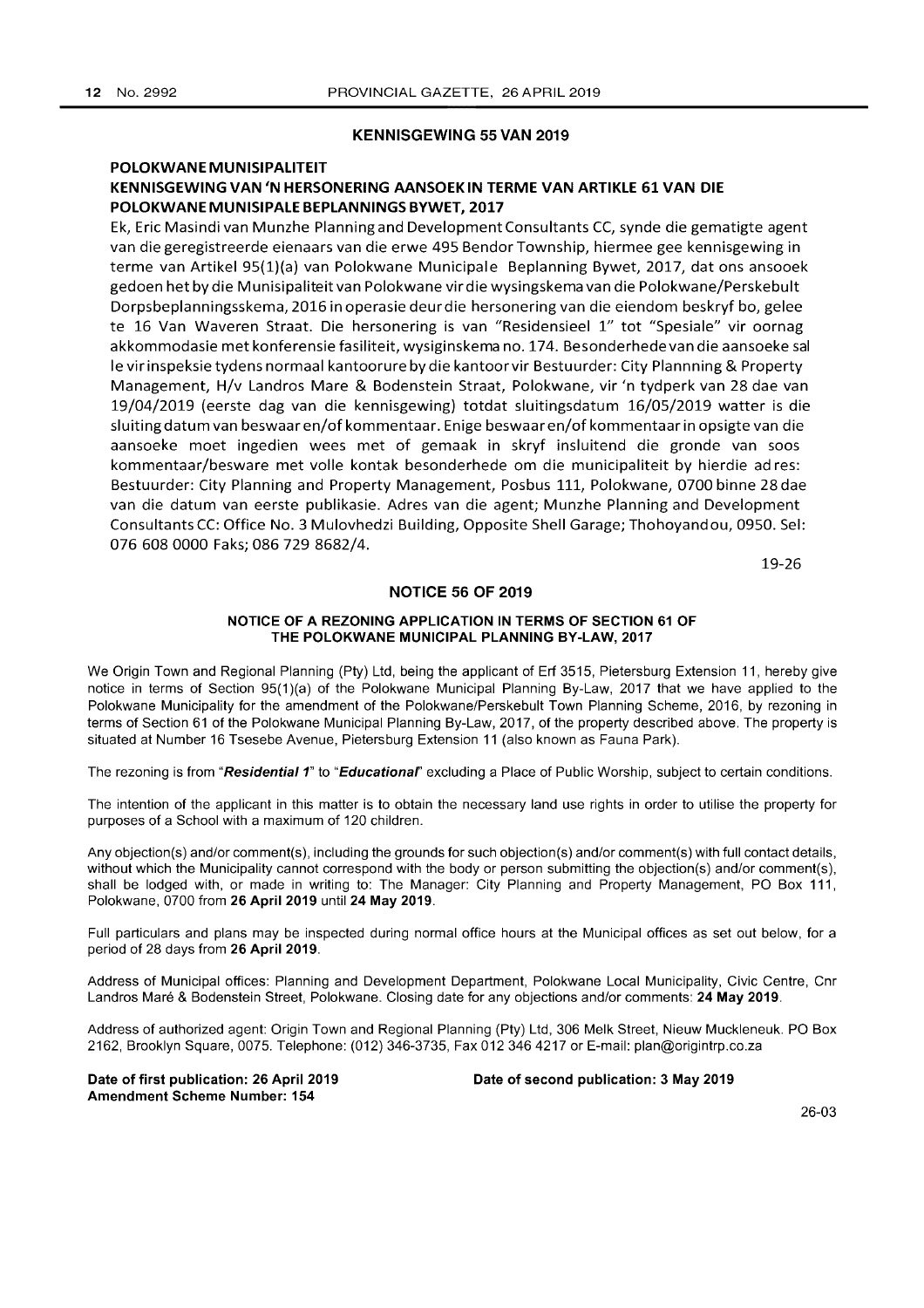## KENNISGEWING 55 VAN 2019

**POLOKWANE MUNISIPALITEIT**

**KENNISGEWING VAN 'N HERSONERING AANSOEK IN TERME VAN ARTIKLE 61 VAN DIE POLOKWANE MUNISIPALE BEPLANNINGS BYWET, 2017**

Ek, Eric Masindi van Munzhe Planning and Development Consultants CC, synde die gematigte agent van die geregistreerde eienaars van die erwe 495 Bendor Township, hiermee gee kennisgewing in terme van Artikel 95(1)(a) van Polokwane Municipale Beplanning Bywet, 2017, dat ons ansooek gedoen het by die Munisipaliteit van Polokwane vir die wysingskema van die Polokwane/Perskebult Dorpsbeplanningsskema, 2016 in operasie deur die hersonering van die eiendom beskryf bo, gelee te 16 Van Waveren Straat. Die hersonering is van "Residensieel 1" tot "Spesiale" vir oornag akkommodasie met konferensie fasiliteit, wysiginskema no. 174. Besonderhede van die aansoeke sal le vir inspeksie tydens normaal kantoorure by die kantoor vir Bestuurder: City Plannning & Property Management, H/v Landros Mare & Bodenstein Straat, Polokwane, vir 'n tydperk van 28 dae van 19/04/2019 (eerste dag van die kennisgewing) totdat sluitingsdatum 16/05/2019 watter is die sluiting datum van beswaar en/of kommentaar. Enige beswaar en/of kommentaar in opsigte van die aansoeke moet ingedien wees met of gemaak in skryf insluitend die gronde van soos kommentaar/besware met volle kontak besonderhede om die municipaliteit by hierdie adres: Bestuurder: City Planning and Property Management, Posbus 111, Polokwane, 0700 binne 28 dae van die datum van eerste publikasie. Adres van die agent; Munzhe Planning and Development Consultants CC: Office No. 3 Mulovhedzi Building, Opposite Shell Garage; Thohoyandou, 0950. Sel: 076 608 0000 Faks; 086 729 8682/4.

19-26

## NOTICE 56 OF 2019

**NOTICE OF A REZONING APPLICATION IN TERMS OF SECTION 61 OF THE POLOKWANE MUNICIPAL PLANNING BY-LAW, 2017**

We Origin Town and Regional Planning (Pty) Ltd, being the applicant of Erf 3515, Pietersburg Extension 11, hereby give notice in terms of Section 95(1)(a) of the Polokwane Municipal Planning By-Law, 2017 that we have applied to the Polokwane Municipality for the amendment of the Polokwane/Perskebult Town Planning Scheme, 2016, by rezoning in terms of Section 61 of the Polokwane Municipal Planning By-Law, 2017, of the property described above. The property is situated at Number 16 Tsesebe Avenue, Pietersburg Extension 11 (also known as Fauna Park).

The rezoning is from "***Residential 1***" to "***Educational***" excluding a Place of Public Worship, subject to certain conditions.

The intention of the applicant in this matter is to obtain the necessary land use rights in order to utilise the property for purposes of a School with a maximum of 120 children.

Any objection(s) and/or comment(s), including the grounds for such objection(s) and/or comment(s) with full contact details, without which the Municipality cannot correspond with the body or person submitting the objection(s) and/or comment(s), shall be lodged with, or made in writing to: The Manager: City Planning and Property Management, PO Box 111, Polokwane, 0700 from **26 April 2019** until **24 May 2019**.

Full particulars and plans may be inspected during normal office hours at the Municipal offices as set out below, for a period of 28 days from **26 April 2019**.

Address of Municipal offices: Planning and Development Department, Polokwane Local Municipality, Civic Centre, Cnr Landros Maré & Bodenstein Street, Polokwane. Closing date for any objections and/or comments: **24 May 2019**.

Address of authorized agent: Origin Town and Regional Planning (Pty) Ltd, 306 Melk Street, Nieuw Muckleneuk. PO Box 2162, Brooklyn Square, 0075. Telephone: (012) 346-3735, Fax 012 346 4217 or E-mail: plan@origintrp.co.za

**Date of first publication: 26 April 2019**

**Date of second publication: 3 May 2019**

**Amendment Scheme Number: 154**

26-03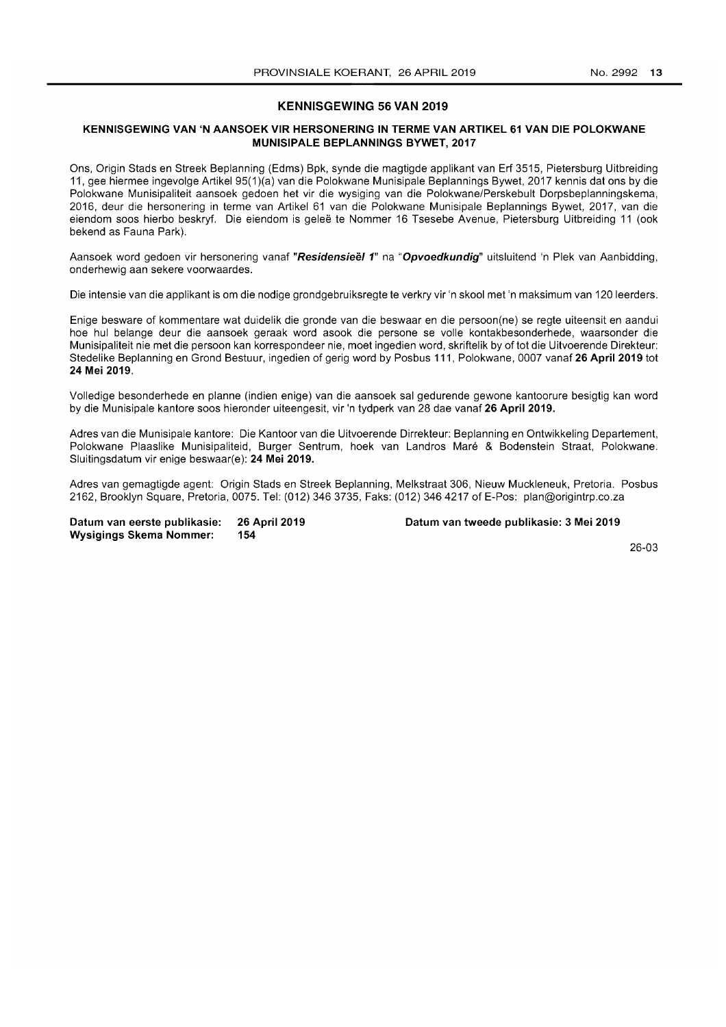## KENNISGEWING 56 VAN 2019

### KENNISGEWING VAN 'N AANSOEK VIR HERSONERING IN TERME VAN ARTIKEL 61 VAN DIE POLOKWANE MUNISIPALE BEPLANNINGS BYWET, 2017

Ons, Origin Stads en Streek Beplanning (Edms) Bpk, synde die magtigde applikant van Erf 3515, Pietersburg Uitbreiding 11, gee hiermee ingevolge Artikel 95(1)(a) van die Polokwane Munisipale Beplannings Bywet, 2017 kennis dat ons by die Polokwane Munisipaliteit aansoek gedoen het vir die wysiging van die Polokwane/Perskebult Dorpsbeplanningskema, 2016, deur die hersonering in terme van Artikel 61 van die Polokwane Munisipale Beplannings Bywet, 2017, van die eiendom soos hierbo beskryf. Die eiendom is geleë te Nommer 16 Tsesebe Avenue, Pietersburg Uitbreiding 11 (ook bekend as Fauna Park).

Aansoek word gedoen vir hersonering vanaf "***Residensieël 1***" na "***Opvoedkundig***" uitsluitend 'n Plek van Aanbidding, onderhewig aan sekere voorwaardes.

Die intensie van die applikant is om die nodige grondgebruiksregte te verkry vir 'n skool met 'n maksimum van 120 leerders.

Enige besware of kommentare wat duidelik die gronde van die beswaar en die persoon(ne) se regte uiteensit en aandui hoe hul belange deur die aansoek geraak word asook die persone se volle kontakbesonderhede, waarsonder die Munisipaliteit nie met die persoon kan korrespondeer nie, moet ingedien word, skriftelik by of tot die Uitvoerende Direkteur: Stedelike Beplanning en Grond Bestuur, ingedien of gerig word by Posbus 111, Polokwane, 0007 vanaf **26 April 2019** tot **24 Mei 2019**.

Volledige besonderhede en planne (indien enige) van die aansoek sal gedurende gewone kantoorure besigtig kan word by die Munisipale kantore soos hieronder uiteengesit, vir 'n tydperk van 28 dae vanaf **26 April 2019.**

Adres van die Munisipale kantore: Die Kantoor van die Uitvoerende Dirrekteur: Beplanning en Ontwikkeling Departement, Polokwane Plaaslike Munisipaliteid, Burger Sentrum, hoek van Landros Maré & Bodenstein Straat, Polokwane. Sluitingsdatum vir enige beswaar(e): **24 Mei 2019.**

Adres van gemagtigde agent: Origin Stads en Streek Beplanning, Melkstraat 306, Nieuw Muckleneuk, Pretoria. Posbus 2162, Brooklyn Square, Pretoria, 0075. Tel: (012) 346 3735, Faks: (012) 346 4217 of E-Pos: plan@origintrp.co.za

**Datum van eerste publikasie: 26 April 2019** **Datum van tweede publikasie: 3 Mei 2019**
**Wysigings Skema Nommer: 154**

26-03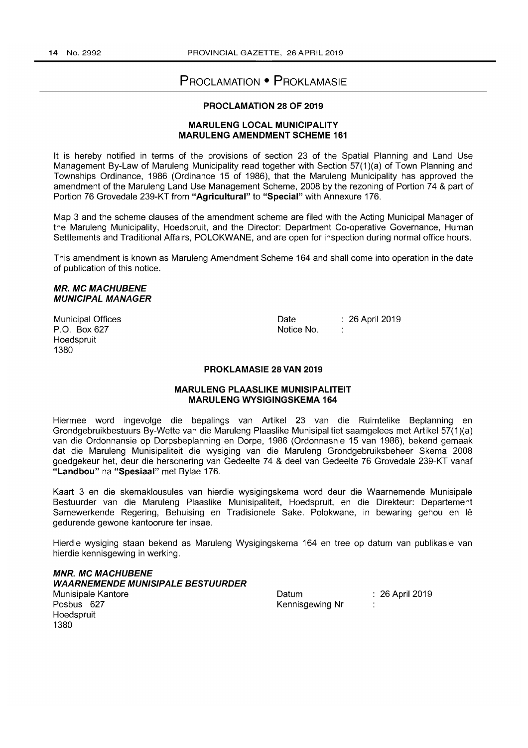# PROCLAMATION • PROKLAMASIE

## PROCLAMATION 28 OF 2019

### MARULENG LOCAL MUNICIPALITY
### MARULENG AMENDMENT SCHEME 161

It is hereby notified in terms of the provisions of section 23 of the Spatial Planning and Land Use Management By-Law of Maruleng Municipality read together with Section 57(1)(a) of Town Planning and Townships Ordinance, 1986 (Ordinance 15 of 1986), that the Maruleng Municipality has approved the amendment of the Maruleng Land Use Management Scheme, 2008 by the rezoning of Portion 74 & part of Portion 76 Grovedale 239-KT from **"Agricultural"** to **"Special"** with Annexure 176.

Map 3 and the scheme clauses of the amendment scheme are filed with the Acting Municipal Manager of the Maruleng Municipality, Hoedspruit, and the Director: Department Co-operative Governance, Human Settlements and Traditional Affairs, POLOKWANE, and are open for inspection during normal office hours.

This amendment is known as Maruleng Amendment Scheme 164 and shall come into operation in the date of publication of this notice.

***MR. MC MACHUBENE***
***MUNICIPAL MANAGER***

Municipal Offices
P.O. Box 627
Hoedspruit
1380

Date : 26 April 2019
Notice No. :

## PROKLAMASIE 28 VAN 2019

### MARULENG PLAASLIKE MUNISIPALITEIT
### MARULENG WYSIGINGSKEMA 164

Hiermee word ingevolge die bepalings van Artikel 23 van die Ruimtelike Beplanning en Grondgebruikbestuurs By-Wette van die Maruleng Plaaslike Munisipalitiet saamgelees met Artikel 57(1)(a) van die Ordonnansie op Dorpsbeplanning en Dorpe, 1986 (Ordonnasnie 15 van 1986), bekend gemaak dat die Maruleng Munisipaliteit die wysiging van die Maruleng Grondgebruiksbeheer Skema 2008 goedgekeur het, deur die hersonering van Gedeelte 74 & deel van Gedeelte 76 Grovedale 239-KT vanaf **"Landbou"** na **"Spesiaal"** met Bylae 176.

Kaart 3 en die skemaklousules van hierdie wysigingskema word deur die Waarnemende Munisipale Bestuurder van die Maruleng Plaaslike Munisipaliteit, Hoedspruit, en die Direkteur: Departement Samewerkende Regering, Behuising en Tradisionele Sake. Polokwane, in bewaring gehou en lê gedurende gewone kantoorure ter insae.

Hierdie wysiging staan bekend as Maruleng Wysigingskema 164 en tree op datum van publikasie van hierdie kennisgewing in werking.

***MNR. MC MACHUBENE***
***WAARNEMENDE MUNISIPALE BESTUURDER***

Munisipale Kantore
Posbus 627
Hoedspruit
1380

Datum : 26 April 2019
Kennisgewing Nr :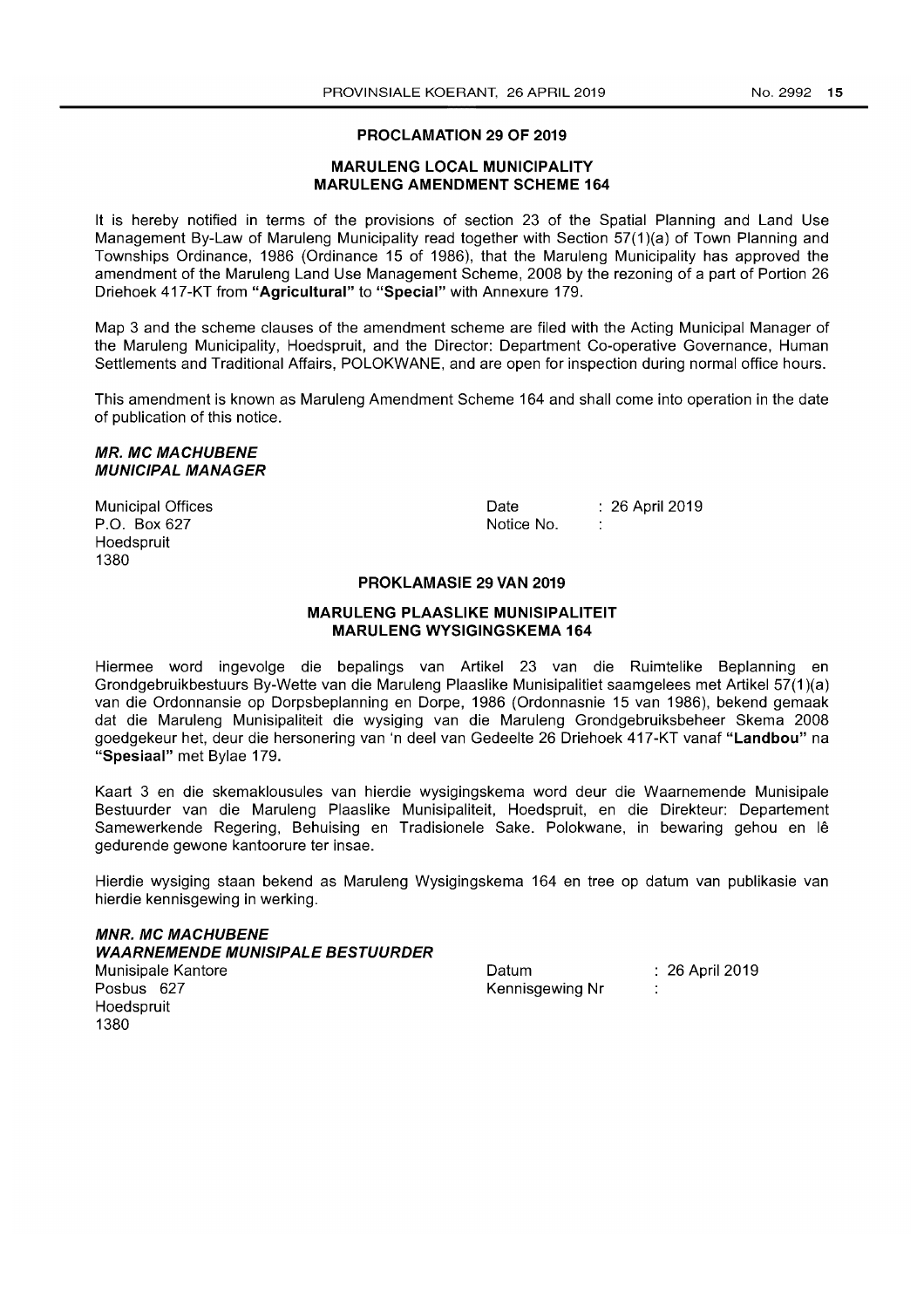## PROCLAMATION 29 OF 2019

### MARULENG LOCAL MUNICIPALITY
### MARULENG AMENDMENT SCHEME 164

It is hereby notified in terms of the provisions of section 23 of the Spatial Planning and Land Use Management By-Law of Maruleng Municipality read together with Section 57(1)(a) of Town Planning and Townships Ordinance, 1986 (Ordinance 15 of 1986), that the Maruleng Municipality has approved the amendment of the Maruleng Land Use Management Scheme, 2008 by the rezoning of a part of Portion 26 Driehoek 417-KT from **"Agricultural"** to **"Special"** with Annexure 179.

Map 3 and the scheme clauses of the amendment scheme are filed with the Acting Municipal Manager of the Maruleng Municipality, Hoedspruit, and the Director: Department Co-operative Governance, Human Settlements and Traditional Affairs, POLOKWANE, and are open for inspection during normal office hours.

This amendment is known as Maruleng Amendment Scheme 164 and shall come into operation in the date of publication of this notice.

***MR. MC MACHUBENE***
***MUNICIPAL MANAGER***

Municipal Offices
P.O. Box 627
Hoedspruit
1380

Date : 26 April 2019
Notice No. :

## PROKLAMASIE 29 VAN 2019

### MARULENG PLAASLIKE MUNISIPALITEIT
### MARULENG WYSIGINGSKEMA 164

Hiermee word ingevolge die bepalings van Artikel 23 van die Ruimtelike Beplanning en Grondgebruikbestuurs By-Wette van die Maruleng Plaaslike Munisipalitiet saamgelees met Artikel 57(1)(a) van die Ordonnansie op Dorpsbeplanning en Dorpe, 1986 (Ordonnasnie 15 van 1986), bekend gemaak dat die Maruleng Munisipaliteit die wysiging van die Maruleng Grondgebruiksbeheer Skema 2008 goedgekeur het, deur die hersonering van 'n deel van Gedeelte 26 Driehoek 417-KT vanaf **"Landbou"** na **"Spesiaal"** met Bylae 179.

Kaart 3 en die skemaklousules van hierdie wysigingskema word deur die Waarnemende Munisipale Bestuurder van die Maruleng Plaaslike Munisipaliteit, Hoedspruit, en die Direkteur: Departement Samewerkende Regering, Behuising en Tradisionele Sake. Polokwane, in bewaring gehou en lê gedurende gewone kantoorure ter insae.

Hierdie wysiging staan bekend as Maruleng Wysigingskema 164 en tree op datum van publikasie van hierdie kennisgewing in werking.

***MNR. MC MACHUBENE***
***WAARNEMENDE MUNISIPALE BESTUURDER***

Munisipale Kantore
Posbus 627
Hoedspruit
1380

Datum : 26 April 2019
Kennisgewing Nr :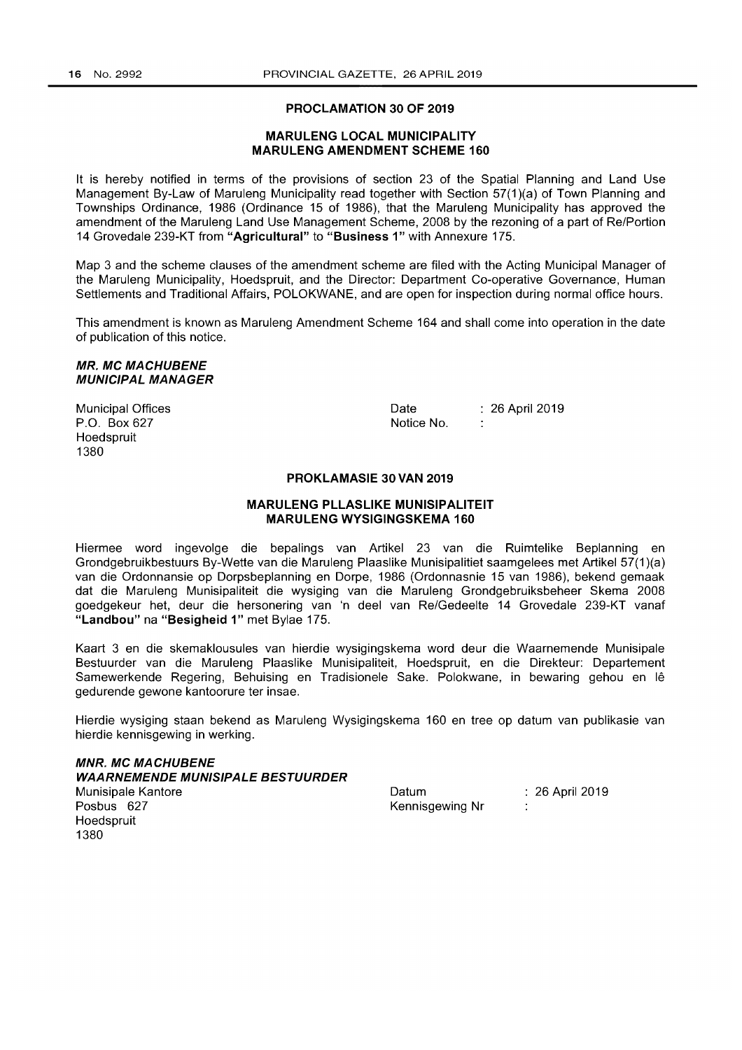## PROCLAMATION 30 OF 2019

### MARULENG LOCAL MUNICIPALITY
### MARULENG AMENDMENT SCHEME 160

It is hereby notified in terms of the provisions of section 23 of the Spatial Planning and Land Use Management By-Law of Maruleng Municipality read together with Section 57(1)(a) of Town Planning and Townships Ordinance, 1986 (Ordinance 15 of 1986), that the Maruleng Municipality has approved the amendment of the Maruleng Land Use Management Scheme, 2008 by the rezoning of a part of Re/Portion 14 Grovedale 239-KT from **"Agricultural"** to **"Business 1"** with Annexure 175.

Map 3 and the scheme clauses of the amendment scheme are filed with the Acting Municipal Manager of the Maruleng Municipality, Hoedspruit, and the Director: Department Co-operative Governance, Human Settlements and Traditional Affairs, POLOKWANE, and are open for inspection during normal office hours.

This amendment is known as Maruleng Amendment Scheme 164 and shall come into operation in the date of publication of this notice.

***MR. MC MACHUBENE***
***MUNICIPAL MANAGER***

Municipal Offices
P.O. Box 627
Hoedspruit
1380

Date : 26 April 2019
Notice No. :

## PROKLAMASIE 30 VAN 2019

### MARULENG PLLASLIKE MUNISIPALITEIT
### MARULENG WYSIGINGSKEMA 160

Hiermee word ingevolge die bepalings van Artikel 23 van die Ruimtelike Beplanning en Grondgebruikbestuurs By-Wette van die Maruleng Plaaslike Munisipalitiet saamgelees met Artikel 57(1)(a) van die Ordonnansie op Dorpsbeplanning en Dorpe, 1986 (Ordonnasnie 15 van 1986), bekend gemaak dat die Maruleng Munisipaliteit die wysiging van die Maruleng Grondgebruiksbeheer Skema 2008 goedgekeur het, deur die hersonering van 'n deel van Re/Gedeelte 14 Grovedale 239-KT vanaf **"Landbou"** na **"Besigheid 1"** met Bylae 175.

Kaart 3 en die skemaklousules van hierdie wysigingskema word deur die Waarnemende Munisipale Bestuurder van die Maruleng Plaaslike Munisipaliteit, Hoedspruit, en die Direkteur: Departement Samewerkende Regering, Behuising en Tradisionele Sake. Polokwane, in bewaring gehou en lê gedurende gewone kantoorure ter insae.

Hierdie wysiging staan bekend as Maruleng Wysigingskema 160 en tree op datum van publikasie van hierdie kennisgewing in werking.

***MNR. MC MACHUBENE***
***WAARNEMENDE MUNISIPALE BESTUURDER***

Munisipale Kantore
Posbus 627
Hoedspruit
1380

Datum : 26 April 2019
Kennisgewing Nr :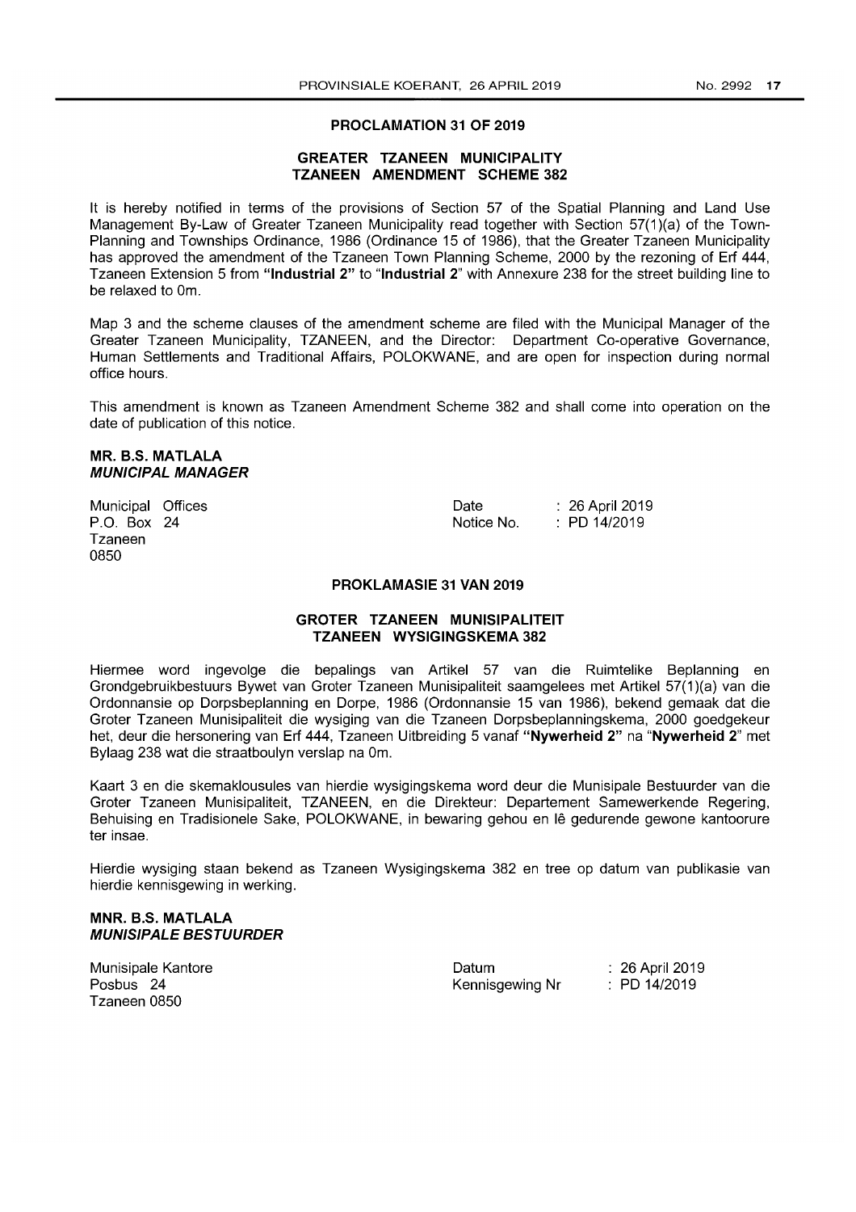## PROCLAMATION 31 OF 2019

### GREATER TZANEEN MUNICIPALITY
### TZANEEN AMENDMENT SCHEME 382

It is hereby notified in terms of the provisions of Section 57 of the Spatial Planning and Land Use Management By-Law of Greater Tzaneen Municipality read together with Section 57(1)(a) of the Town-Planning and Townships Ordinance, 1986 (Ordinance 15 of 1986), that the Greater Tzaneen Municipality has approved the amendment of the Tzaneen Town Planning Scheme, 2000 by the rezoning of Erf 444, Tzaneen Extension 5 from **"Industrial 2"** to "**Industrial 2**" with Annexure 238 for the street building line to be relaxed to 0m.

Map 3 and the scheme clauses of the amendment scheme are filed with the Municipal Manager of the Greater Tzaneen Municipality, TZANEEN, and the Director: Department Co-operative Governance, Human Settlements and Traditional Affairs, POLOKWANE, and are open for inspection during normal office hours.

This amendment is known as Tzaneen Amendment Scheme 382 and shall come into operation on the date of publication of this notice.

**MR. B.S. MATLALA**
***MUNICIPAL MANAGER***

Municipal Offices
P.O. Box 24
Tzaneen
0850

Date : 26 April 2019
Notice No. : PD 14/2019

## PROKLAMASIE 31 VAN 2019

### GROTER TZANEEN MUNISIPALITEIT
### TZANEEN WYSIGINGSKEMA 382

Hiermee word ingevolge die bepalings van Artikel 57 van die Ruimtelike Beplanning en Grondgebruikbestuurs Bywet van Groter Tzaneen Munisipaliteit saamgelees met Artikel 57(1)(a) van die Ordonnansie op Dorpsbeplanning en Dorpe, 1986 (Ordonnansie 15 van 1986), bekend gemaak dat die Groter Tzaneen Munisipaliteit die wysiging van die Tzaneen Dorpsbeplanningskema, 2000 goedgekeur het, deur die hersonering van Erf 444, Tzaneen Uitbreiding 5 vanaf **"Nywerheid 2"** na "**Nywerheid 2**" met Bylaag 238 wat die straatboulyn verslap na 0m.

Kaart 3 en die skemaklousules van hierdie wysigingskema word deur die Munisipale Bestuurder van die Groter Tzaneen Munisipaliteit, TZANEEN, en die Direkteur: Departement Samewerkende Regering, Behuising en Tradisionele Sake, POLOKWANE, in bewaring gehou en lê gedurende gewone kantoorure ter insae.

Hierdie wysiging staan bekend as Tzaneen Wysigingskema 382 en tree op datum van publikasie van hierdie kennisgewing in werking.

**MNR. B.S. MATLALA**
***MUNISIPALE BESTUURDER***

Munisipale Kantore
Posbus 24
Tzaneen 0850

Datum : 26 April 2019
Kennisgewing Nr : PD 14/2019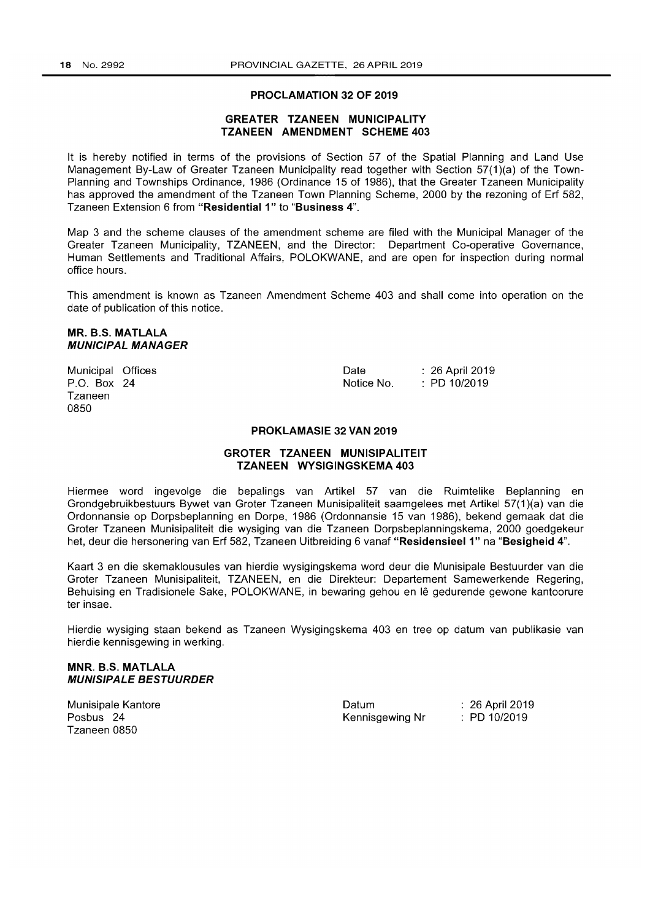## PROCLAMATION 32 OF 2019

### GREATER TZANEEN MUNICIPALITY
### TZANEEN AMENDMENT SCHEME 403

It is hereby notified in terms of the provisions of Section 57 of the Spatial Planning and Land Use Management By-Law of Greater Tzaneen Municipality read together with Section 57(1)(a) of the Town-Planning and Townships Ordinance, 1986 (Ordinance 15 of 1986), that the Greater Tzaneen Municipality has approved the amendment of the Tzaneen Town Planning Scheme, 2000 by the rezoning of Erf 582, Tzaneen Extension 6 from **"Residential 1"** to "**Business 4**".

Map 3 and the scheme clauses of the amendment scheme are filed with the Municipal Manager of the Greater Tzaneen Municipality, TZANEEN, and the Director: Department Co-operative Governance, Human Settlements and Traditional Affairs, POLOKWANE, and are open for inspection during normal office hours.

This amendment is known as Tzaneen Amendment Scheme 403 and shall come into operation on the date of publication of this notice.

**MR. B.S. MATLALA**
***MUNICIPAL MANAGER***

Municipal Offices
P.O. Box 24
Tzaneen
0850

Date : 26 April 2019
Notice No. : PD 10/2019

## PROKLAMASIE 32 VAN 2019

### GROTER TZANEEN MUNISIPALITEIT
### TZANEEN WYSIGINGSKEMA 403

Hiermee word ingevolge die bepalings van Artikel 57 van die Ruimtelike Beplanning en Grondgebruikbestuurs Bywet van Groter Tzaneen Munisipaliteit saamgelees met Artikel 57(1)(a) van die Ordonnansie op Dorpsbeplanning en Dorpe, 1986 (Ordonnansie 15 van 1986), bekend gemaak dat die Groter Tzaneen Munisipaliteit die wysiging van die Tzaneen Dorpsbeplanningskema, 2000 goedgekeur het, deur die hersonering van Erf 582, Tzaneen Uitbreiding 6 vanaf **"Residensieel 1"** na "**Besigheid 4**".

Kaart 3 en die skemaklousules van hierdie wysigingskema word deur die Munisipale Bestuurder van die Groter Tzaneen Munisipaliteit, TZANEEN, en die Direkteur: Departement Samewerkende Regering, Behuising en Tradisionele Sake, POLOKWANE, in bewaring gehou en lê gedurende gewone kantoorure ter insae.

Hierdie wysiging staan bekend as Tzaneen Wysigingskema 403 en tree op datum van publikasie van hierdie kennisgewing in werking.

**MNR. B.S. MATLALA**
***MUNISIPALE BESTUURDER***

Munisipale Kantore
Posbus 24
Tzaneen 0850

Datum : 26 April 2019
Kennisgewing Nr : PD 10/2019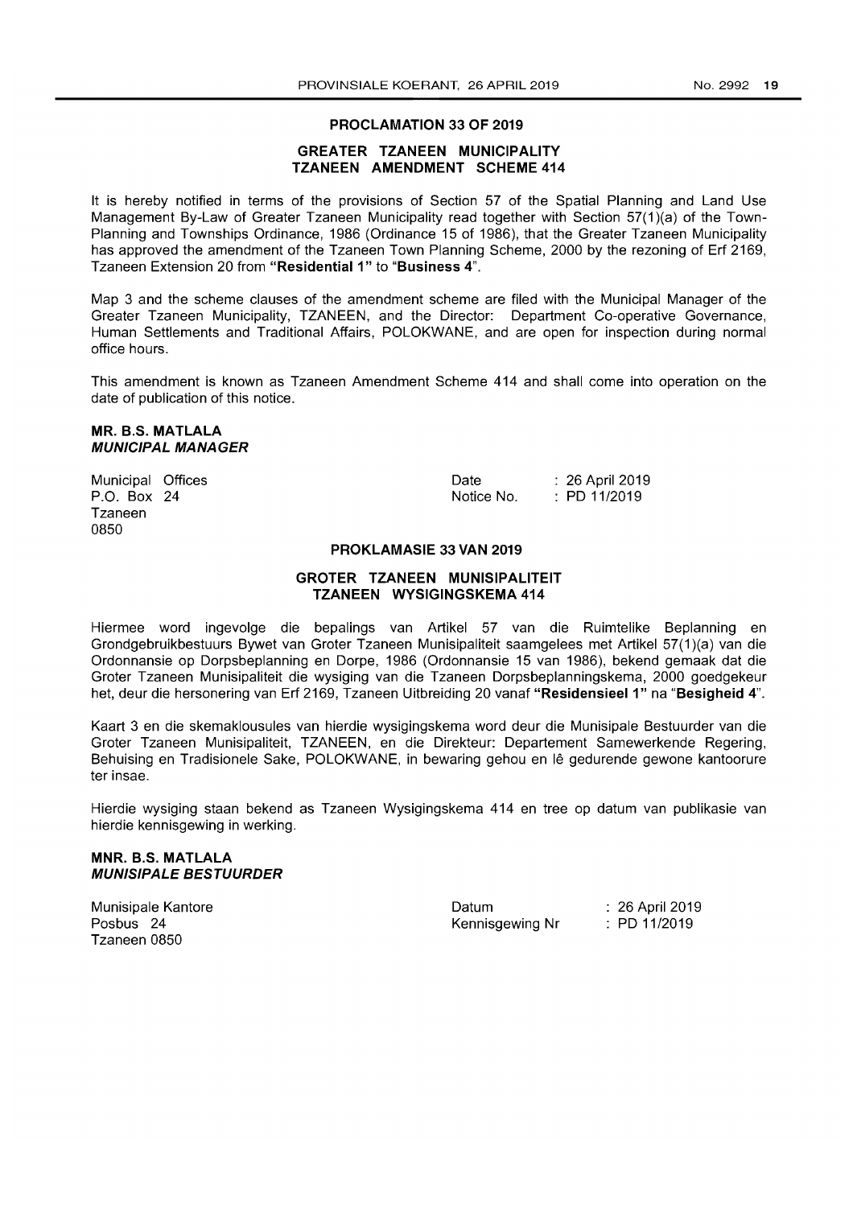## PROCLAMATION 33 OF 2019

### GREATER TZANEEN MUNICIPALITY
### TZANEEN AMENDMENT SCHEME 414

It is hereby notified in terms of the provisions of Section 57 of the Spatial Planning and Land Use Management By-Law of Greater Tzaneen Municipality read together with Section 57(1)(a) of the Town-Planning and Townships Ordinance, 1986 (Ordinance 15 of 1986), that the Greater Tzaneen Municipality has approved the amendment of the Tzaneen Town Planning Scheme, 2000 by the rezoning of Erf 2169, Tzaneen Extension 20 from **"Residential 1"** to "**Business 4**".

Map 3 and the scheme clauses of the amendment scheme are filed with the Municipal Manager of the Greater Tzaneen Municipality, TZANEEN, and the Director: Department Co-operative Governance, Human Settlements and Traditional Affairs, POLOKWANE, and are open for inspection during normal office hours.

This amendment is known as Tzaneen Amendment Scheme 414 and shall come into operation on the date of publication of this notice.

**MR. B.S. MATLALA**
***MUNICIPAL MANAGER***

Municipal Offices
P.O. Box 24
Tzaneen
0850

Date : 26 April 2019
Notice No. : PD 11/2019

## PROKLAMASIE 33 VAN 2019

### GROTER TZANEEN MUNISIPALITEIT
### TZANEEN WYSIGINGSKEMA 414

Hiermee word ingevolge die bepalings van Artikel 57 van die Ruimtelike Beplanning en Grondgebruikbestuurs Bywet van Groter Tzaneen Munisipaliteit saamgelees met Artikel 57(1)(a) van die Ordonnansie op Dorpsbeplanning en Dorpe, 1986 (Ordonnansie 15 van 1986), bekend gemaak dat die Groter Tzaneen Munisipaliteit die wysiging van die Tzaneen Dorpsbeplanningskema, 2000 goedgekeur het, deur die hersonering van Erf 2169, Tzaneen Uitbreiding 20 vanaf **"Residensieel 1"** na "**Besigheid 4**".

Kaart 3 en die skemaklousules van hierdie wysigingskema word deur die Munisipale Bestuurder van die Groter Tzaneen Munisipaliteit, TZANEEN, en die Direkteur: Departement Samewerkende Regering, Behuising en Tradisionele Sake, POLOKWANE, in bewaring gehou en lê gedurende gewone kantoorure ter insae.

Hierdie wysiging staan bekend as Tzaneen Wysigingskema 414 en tree op datum van publikasie van hierdie kennisgewing in werking.

**MNR. B.S. MATLALA**
***MUNISIPALE BESTUURDER***

Munisipale Kantore
Posbus 24
Tzaneen 0850

Datum : 26 April 2019
Kennisgewing Nr : PD 11/2019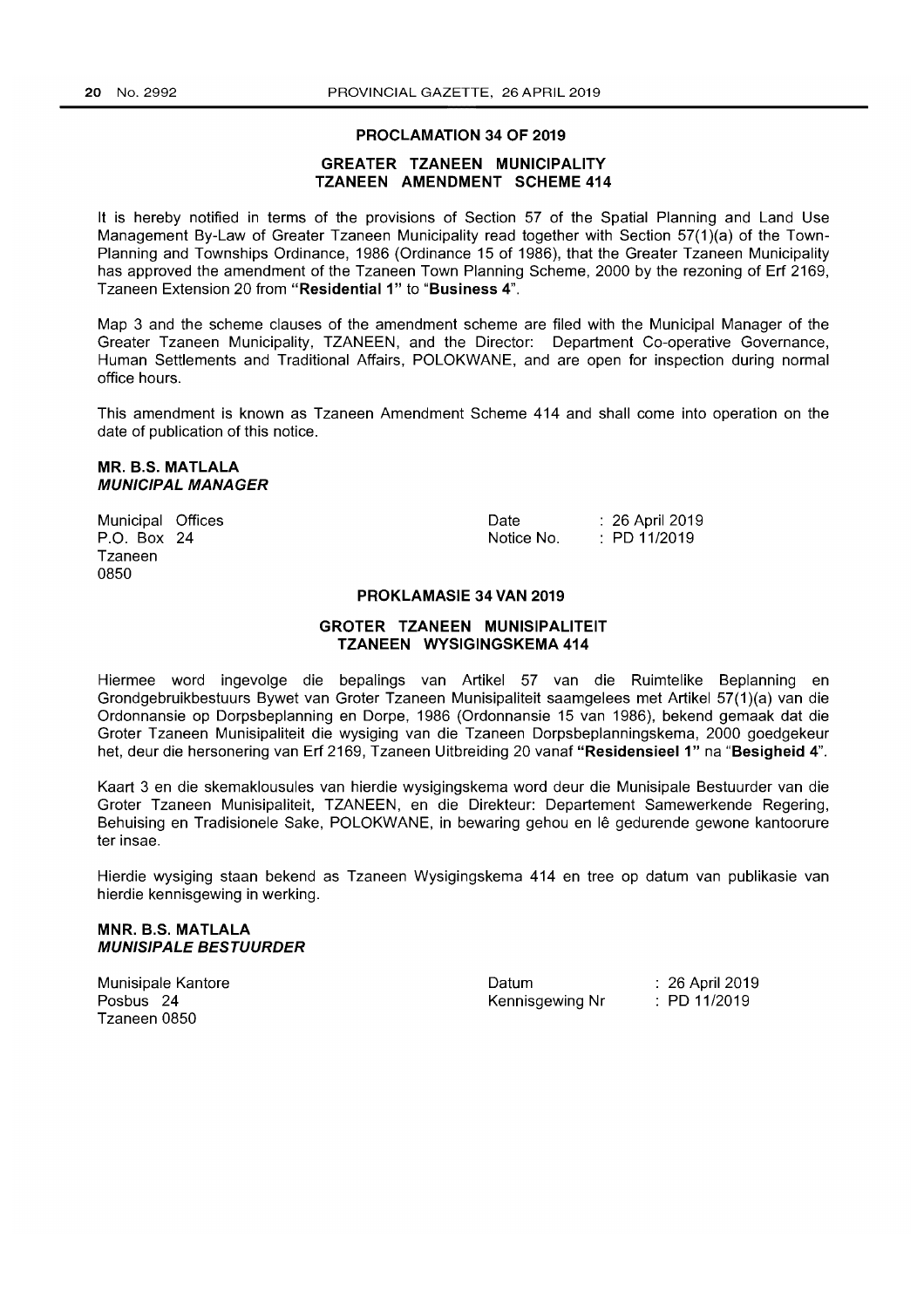## PROCLAMATION 34 OF 2019

### GREATER TZANEEN MUNICIPALITY
### TZANEEN AMENDMENT SCHEME 414

It is hereby notified in terms of the provisions of Section 57 of the Spatial Planning and Land Use Management By-Law of Greater Tzaneen Municipality read together with Section 57(1)(a) of the Town-Planning and Townships Ordinance, 1986 (Ordinance 15 of 1986), that the Greater Tzaneen Municipality has approved the amendment of the Tzaneen Town Planning Scheme, 2000 by the rezoning of Erf 2169, Tzaneen Extension 20 from **"Residential 1"** to **"Business 4"**.

Map 3 and the scheme clauses of the amendment scheme are filed with the Municipal Manager of the Greater Tzaneen Municipality, TZANEEN, and the Director: Department Co-operative Governance, Human Settlements and Traditional Affairs, POLOKWANE, and are open for inspection during normal office hours.

This amendment is known as Tzaneen Amendment Scheme 414 and shall come into operation on the date of publication of this notice.

**MR. B.S. MATLALA**
***MUNICIPAL MANAGER***

Municipal Offices
P.O. Box 24
Tzaneen
0850

Date : 26 April 2019
Notice No. : PD 11/2019

## PROKLAMASIE 34 VAN 2019

### GROTER TZANEEN MUNISIPALITEIT
### TZANEEN WYSIGINGSKEMA 414

Hiermee word ingevolge die bepalings van Artikel 57 van die Ruimtelike Beplanning en Grondgebruikbestuurs Bywet van Groter Tzaneen Munisipaliteit saamgelees met Artikel 57(1)(a) van die Ordonnansie op Dorpsbeplanning en Dorpe, 1986 (Ordonnansie 15 van 1986), bekend gemaak dat die Groter Tzaneen Munisipaliteit die wysiging van die Tzaneen Dorpsbeplanningskema, 2000 goedgekeur het, deur die hersonering van Erf 2169, Tzaneen Uitbreiding 20 vanaf **"Residensieel 1"** na "**Besigheid 4**".

Kaart 3 en die skemaklousules van hierdie wysigingskema word deur die Munisipale Bestuurder van die Groter Tzaneen Munisipaliteit, TZANEEN, en die Direkteur: Departement Samewerkende Regering, Behuising en Tradisionele Sake, POLOKWANE, in bewaring gehou en lê gedurende gewone kantoorure ter insae.

Hierdie wysiging staan bekend as Tzaneen Wysigingskema 414 en tree op datum van publikasie van hierdie kennisgewing in werking.

**MNR. B.S. MATLALA**
***MUNISIPALE BESTUURDER***

Munisipale Kantore
Posbus 24
Tzaneen 0850

Datum : 26 April 2019
Kennisgewing Nr : PD 11/2019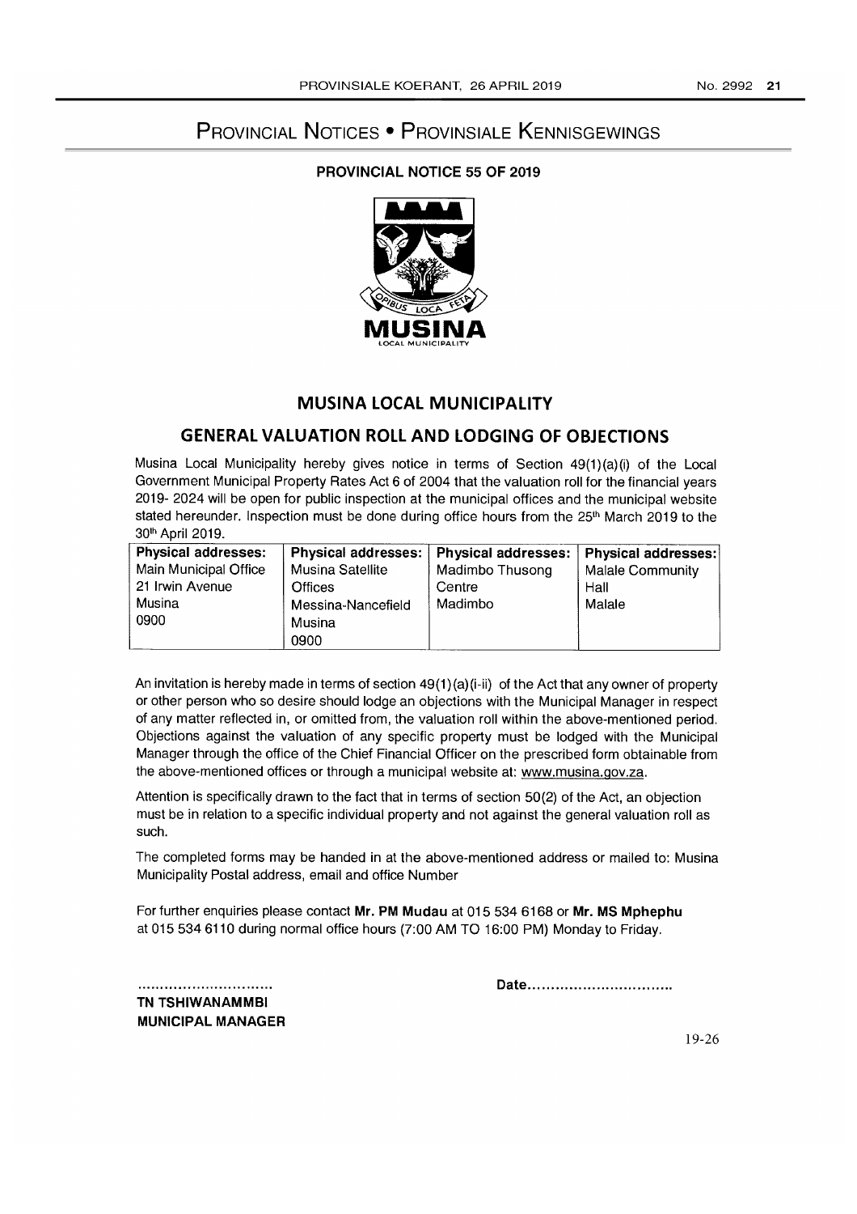# Provincial Notices • Provinsiale Kennisgewings

**PROVINCIAL NOTICE 55 OF 2019**

MUSINA
LOCAL MUNICIPALITY

## MUSINA LOCAL MUNICIPALITY

## GENERAL VALUATION ROLL AND LODGING OF OBJECTIONS

Musina Local Municipality hereby gives notice in terms of Section 49(1)(a)(i) of the Local Government Municipal Property Rates Act 6 of 2004 that the valuation roll for the financial years 2019- 2024 will be open for public inspection at the municipal offices and the municipal website stated hereunder. Inspection must be done during office hours from the 25th March 2019 to the 30th April 2019.

| Physical addresses: | Physical addresses: | Physical addresses: | Physical addresses: |
|---|---|---|---|
| Main Municipal Office<br>21 Irwin Avenue<br>Musina<br>0900 | Musina Satellite Offices<br>Messina-Nancefield<br>Musina<br>0900 | Madimbo Thusong Centre<br>Madimbo | Malale Community Hall<br>Malale |

An invitation is hereby made in terms of section 49(1)(a)(i-ii) of the Act that any owner of property or other person who so desire should lodge an objections with the Municipal Manager in respect of any matter reflected in, or omitted from, the valuation roll within the above-mentioned period. Objections against the valuation of any specific property must be lodged with the Municipal Manager through the office of the Chief Financial Officer on the prescribed form obtainable from the above-mentioned offices or through a municipal website at: www.musina.gov.za.

Attention is specifically drawn to the fact that in terms of section 50(2) of the Act, an objection must be in relation to a specific individual property and not against the general valuation roll as such.

The completed forms may be handed in at the above-mentioned address or mailed to: Musina Municipality Postal address, email and office Number

For further enquiries please contact **Mr. PM Mudau** at 015 534 6168 or **Mr. MS Mphephu** at 015 534 6110 during normal office hours (7:00 AM TO 16:00 PM) Monday to Friday.

.............................

**TN TSHIWANAMMBI**
**MUNICIPAL MANAGER**

**Date**...............................

19-26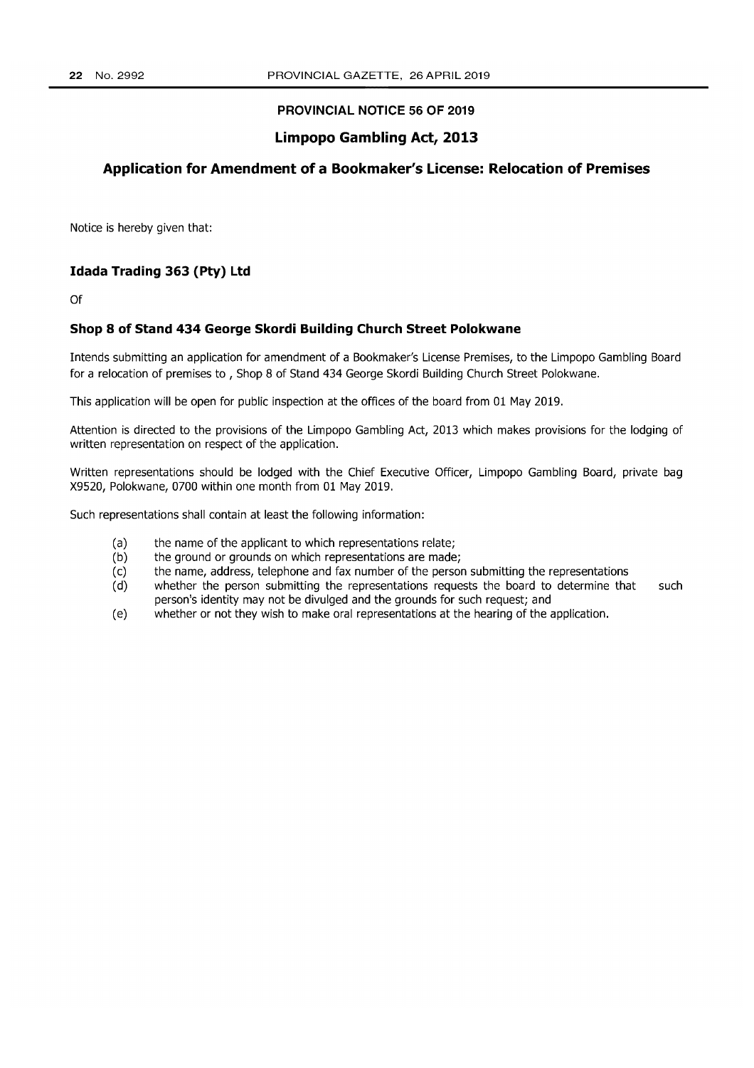## PROVINCIAL NOTICE 56 OF 2019

## Limpopo Gambling Act, 2013

## Application for Amendment of a Bookmaker's License: Relocation of Premises

Notice is hereby given that:

### Idada Trading 363 (Pty) Ltd

Of

### Shop 8 of Stand 434 George Skordi Building Church Street Polokwane

Intends submitting an application for amendment of a Bookmaker's License Premises, to the Limpopo Gambling Board for a relocation of premises to , Shop 8 of Stand 434 George Skordi Building Church Street Polokwane.

This application will be open for public inspection at the offices of the board from 01 May 2019.

Attention is directed to the provisions of the Limpopo Gambling Act, 2013 which makes provisions for the lodging of written representation on respect of the application.

Written representations should be lodged with the Chief Executive Officer, Limpopo Gambling Board, private bag X9520, Polokwane, 0700 within one month from 01 May 2019.

Such representations shall contain at least the following information:

(a) the name of the applicant to which representations relate;
(b) the ground or grounds on which representations are made;
(c) the name, address, telephone and fax number of the person submitting the representations
(d) whether the person submitting the representations requests the board to determine that such person's identity may not be divulged and the grounds for such request; and
(e) whether or not they wish to make oral representations at the hearing of the application.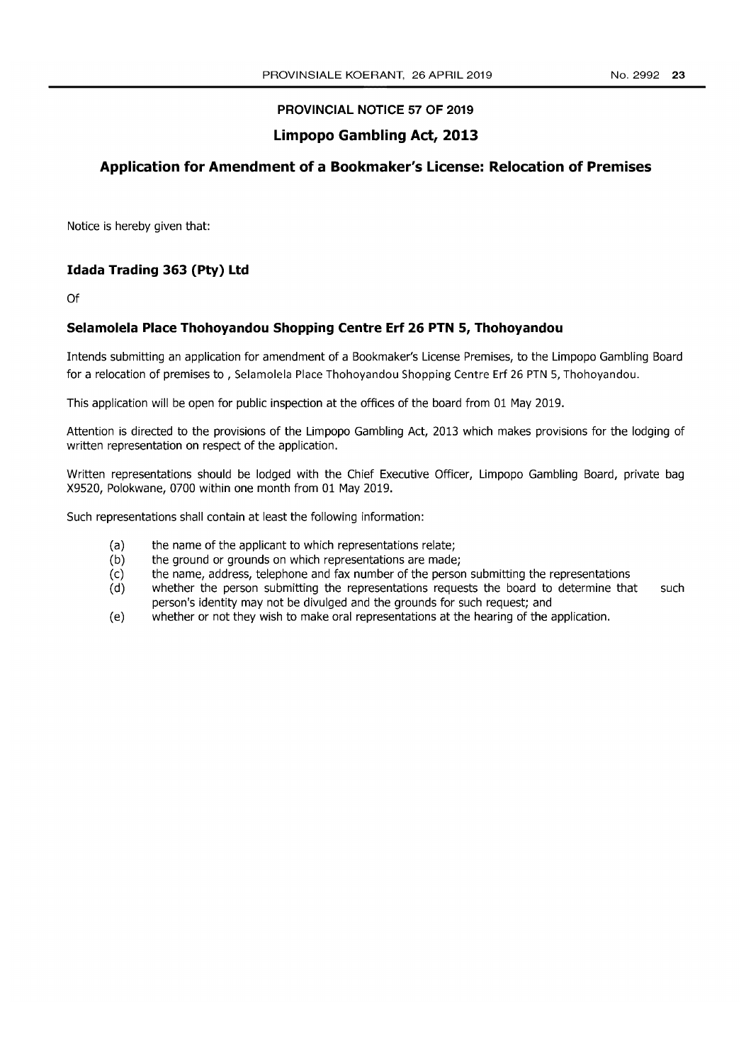## PROVINCIAL NOTICE 57 OF 2019

## Limpopo Gambling Act, 2013

# Application for Amendment of a Bookmaker's License: Relocation of Premises

Notice is hereby given that:

### Idada Trading 363 (Pty) Ltd

Of

### Selamolela Place Thohoyandou Shopping Centre Erf 26 PTN 5, Thohoyandou

Intends submitting an application for amendment of a Bookmaker's License Premises, to the Limpopo Gambling Board for a relocation of premises to , Selamolela Place Thohoyandou Shopping Centre Erf 26 PTN 5, Thohoyandou.

This application will be open for public inspection at the offices of the board from 01 May 2019.

Attention is directed to the provisions of the Limpopo Gambling Act, 2013 which makes provisions for the lodging of written representation on respect of the application.

Written representations should be lodged with the Chief Executive Officer, Limpopo Gambling Board, private bag X9520, Polokwane, 0700 within one month from 01 May 2019.

Such representations shall contain at least the following information:

(a) the name of the applicant to which representations relate;

(b) the ground or grounds on which representations are made;

(c) the name, address, telephone and fax number of the person submitting the representations

(d) whether the person submitting the representations requests the board to determine that such person's identity may not be divulged and the grounds for such request; and

(e) whether or not they wish to make oral representations at the hearing of the application.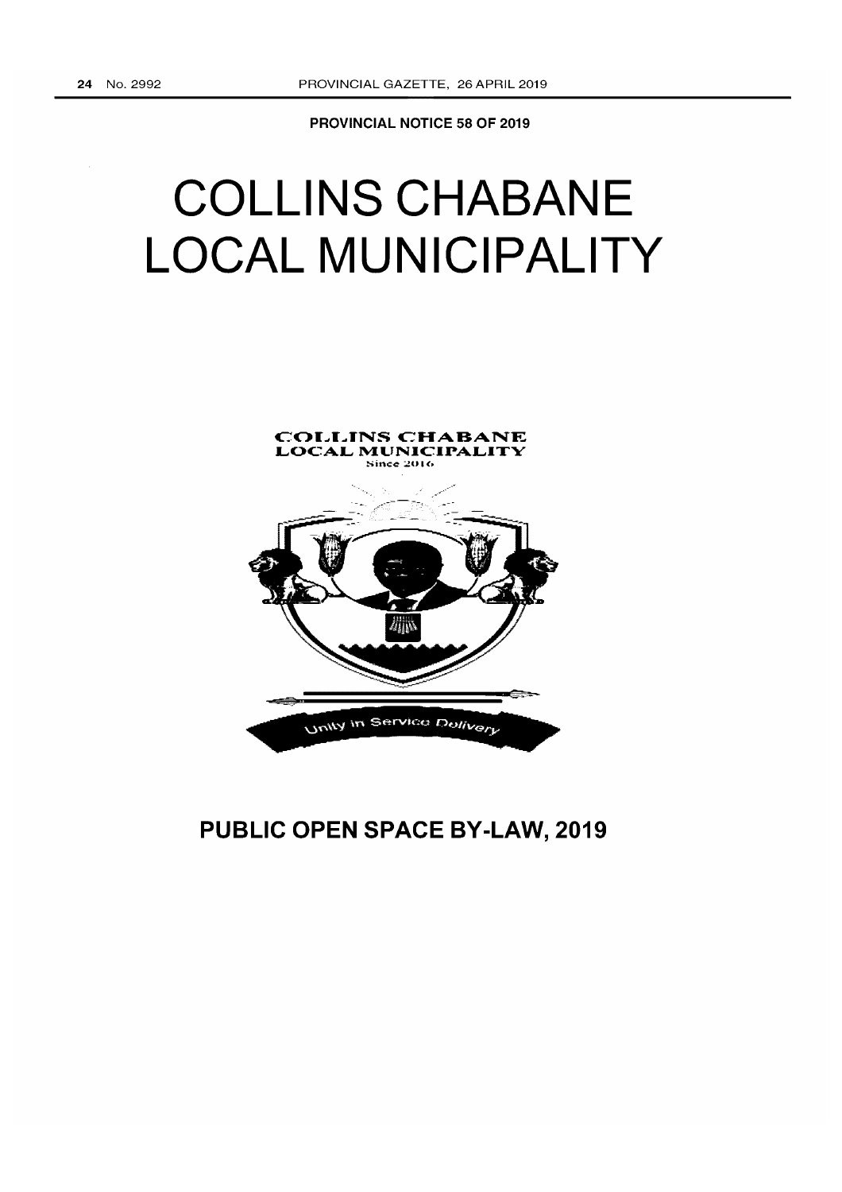**PROVINCIAL NOTICE 58 OF 2019**

# COLLINS CHABANE LOCAL MUNICIPALITY

## PUBLIC OPEN SPACE BY-LAW, 2019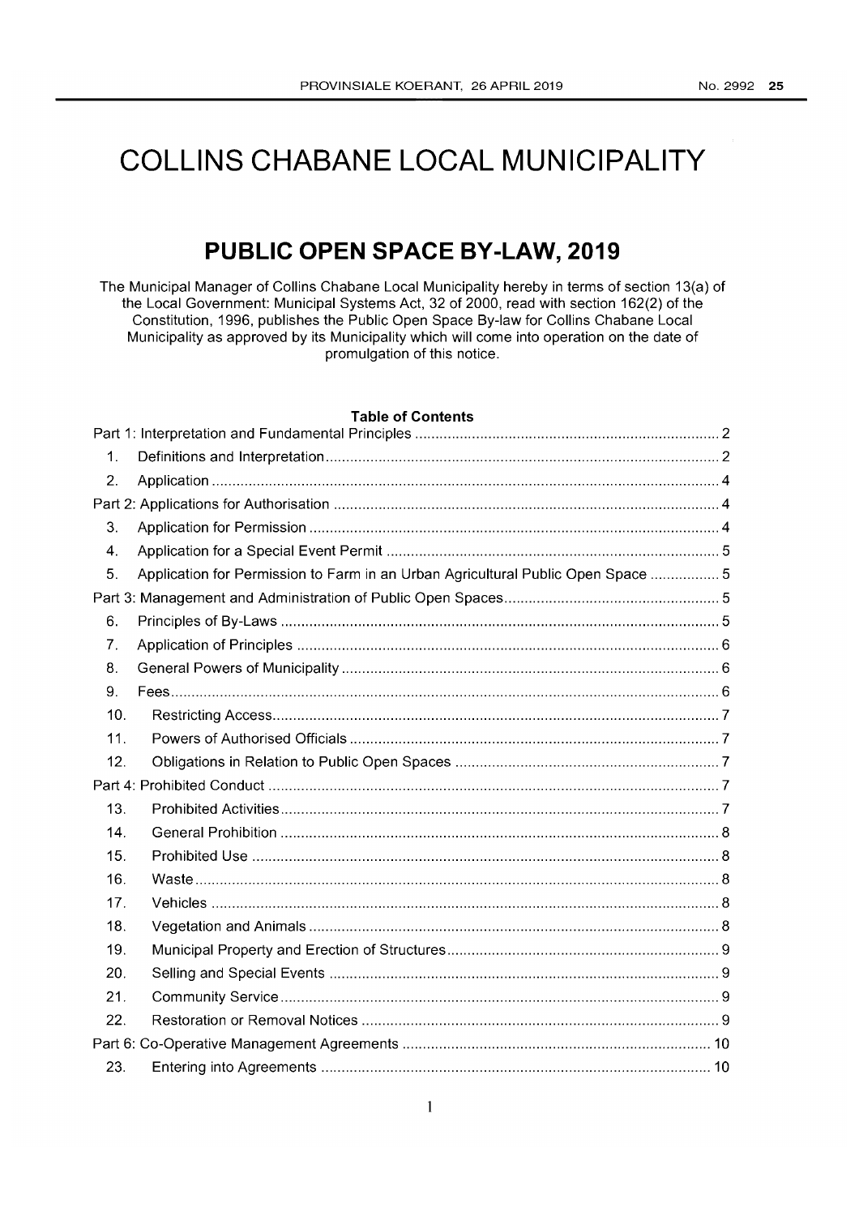# COLLINS CHABANE LOCAL MUNICIPALITY

## PUBLIC OPEN SPACE BY-LAW, 2019

The Municipal Manager of Collins Chabane Local Municipality hereby in terms of section 13(a) of the Local Government: Municipal Systems Act, 32 of 2000, read with section 162(2) of the Constitution, 1996, publishes the Public Open Space By-law for Collins Chabane Local Municipality as approved by its Municipality which will come into operation on the date of promulgation of this notice.

**Table of Contents**

Part 1: Interpretation and Fundamental Principles ..... 2

1. Definitions and Interpretation ..... 2
2. Application ..... 4

Part 2: Applications for Authorisation ..... 4

3. Application for Permission ..... 4
4. Application for a Special Event Permit ..... 5
5. Application for Permission to Farm in an Urban Agricultural Public Open Space ..... 5

Part 3: Management and Administration of Public Open Spaces ..... 5

6. Principles of By-Laws ..... 5
7. Application of Principles ..... 6
8. General Powers of Municipality ..... 6
9. Fees ..... 6
10. Restricting Access ..... 7
11. Powers of Authorised Officials ..... 7
12. Obligations in Relation to Public Open Spaces ..... 7

Part 4: Prohibited Conduct ..... 7

13. Prohibited Activities ..... 7
14. General Prohibition ..... 8
15. Prohibited Use ..... 8
16. Waste ..... 8
17. Vehicles ..... 8
18. Vegetation and Animals ..... 8
19. Municipal Property and Erection of Structures ..... 9
20. Selling and Special Events ..... 9
21. Community Service ..... 9
22. Restoration or Removal Notices ..... 9

Part 6: Co-Operative Management Agreements ..... 10

23. Entering into Agreements ..... 10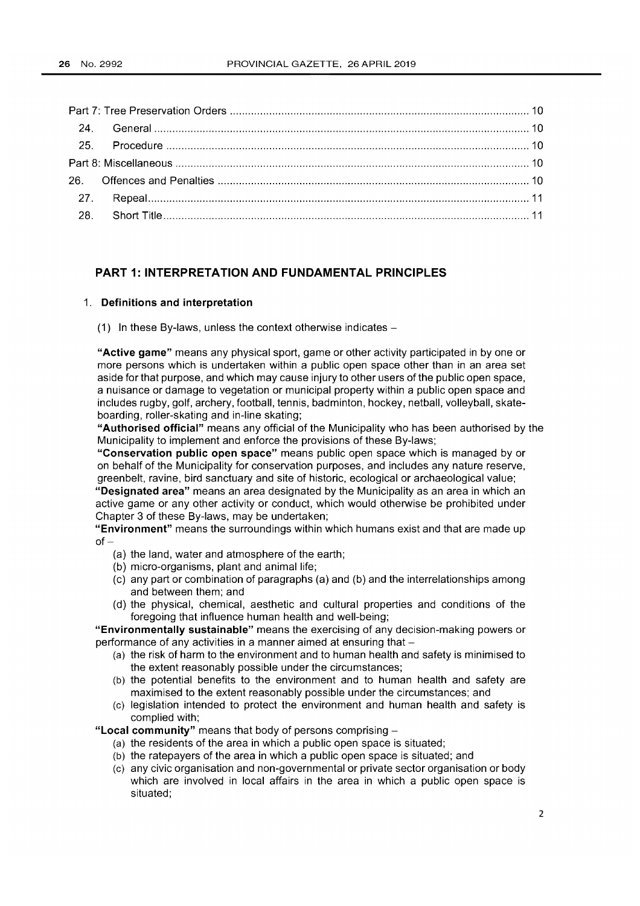| | |
|---|---|
| Part 7: Tree Preservation Orders | 10 |
| 24. General | 10 |
| 25. Procedure | 10 |
| Part 8: Miscellaneous | 10 |
| 26. Offences and Penalties | 10 |
| 27. Repeal | 11 |
| 28. Short Title | 11 |

## PART 1: INTERPRETATION AND FUNDAMENTAL PRINCIPLES

1. **Definitions and interpretation**

(1) In these By-laws, unless the context otherwise indicates –

**"Active game"** means any physical sport, game or other activity participated in by one or more persons which is undertaken within a public open space other than in an area set aside for that purpose, and which may cause injury to other users of the public open space, a nuisance or damage to vegetation or municipal property within a public open space and includes rugby, golf, archery, football, tennis, badminton, hockey, netball, volleyball, skate-boarding, roller-skating and in-line skating;

**"Authorised official"** means any official of the Municipality who has been authorised by the Municipality to implement and enforce the provisions of these By-laws;

**"Conservation public open space"** means public open space which is managed by or on behalf of the Municipality for conservation purposes, and includes any nature reserve, greenbelt, ravine, bird sanctuary and site of historic, ecological or archaeological value;

**"Designated area"** means an area designated by the Municipality as an area in which an active game or any other activity or conduct, which would otherwise be prohibited under Chapter 3 of these By-laws, may be undertaken;

**"Environment"** means the surroundings within which humans exist and that are made up of –

(a) the land, water and atmosphere of the earth;
(b) micro-organisms, plant and animal life;
(c) any part or combination of paragraphs (a) and (b) and the interrelationships among and between them; and
(d) the physical, chemical, aesthetic and cultural properties and conditions of the foregoing that influence human health and well-being;

**"Environmentally sustainable"** means the exercising of any decision-making powers or performance of any activities in a manner aimed at ensuring that –

(a) the risk of harm to the environment and to human health and safety is minimised to the extent reasonably possible under the circumstances;
(b) the potential benefits to the environment and to human health and safety are maximised to the extent reasonably possible under the circumstances; and
(c) legislation intended to protect the environment and human health and safety is complied with;

**"Local community"** means that body of persons comprising –

(a) the residents of the area in which a public open space is situated;
(b) the ratepayers of the area in which a public open space is situated; and
(c) any civic organisation and non-governmental or private sector organisation or body which are involved in local affairs in the area in which a public open space is situated;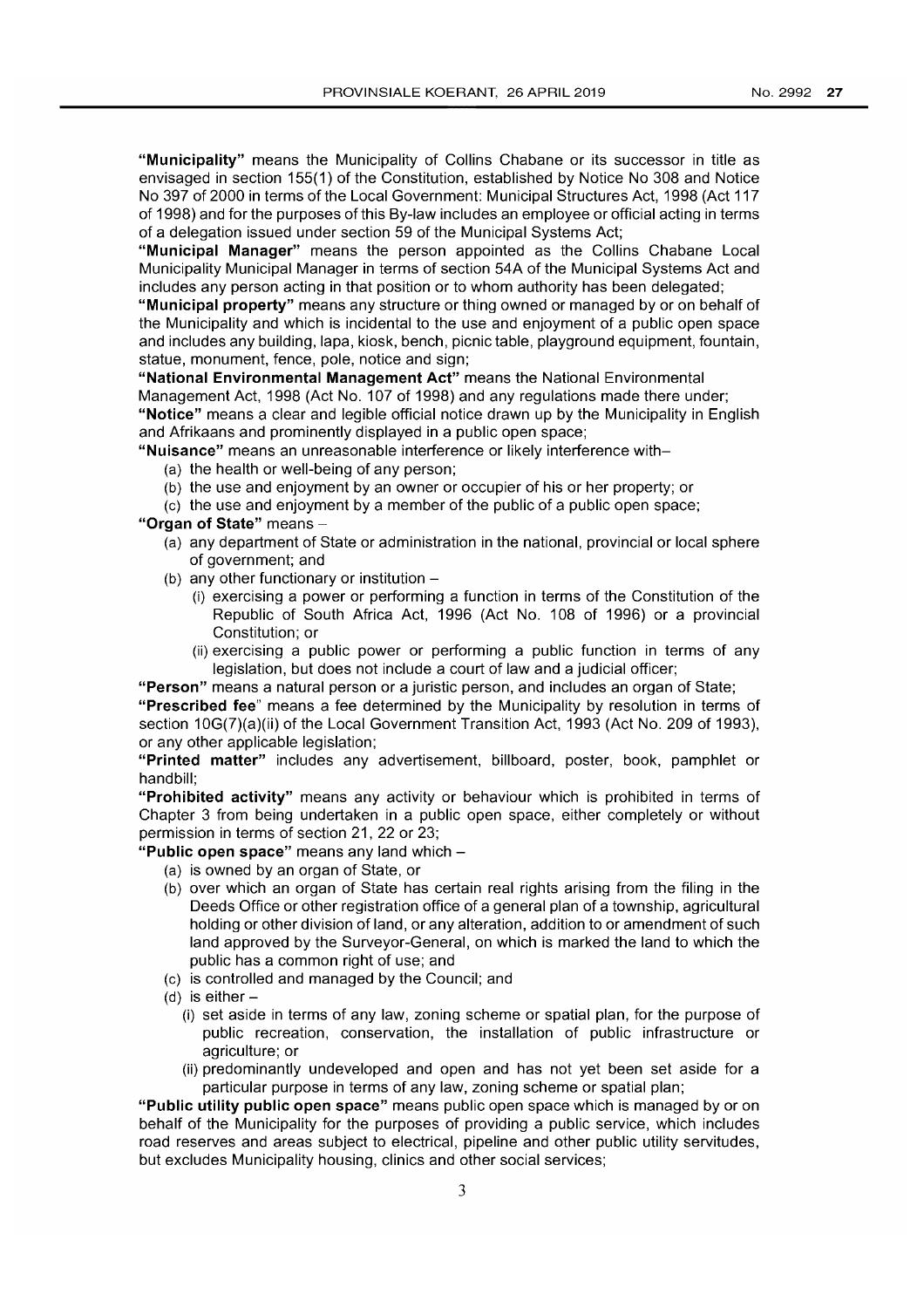**"Municipality"** means the Municipality of Collins Chabane or its successor in title as envisaged in section 155(1) of the Constitution, established by Notice No 308 and Notice No 397 of 2000 in terms of the Local Government: Municipal Structures Act, 1998 (Act 117 of 1998) and for the purposes of this By-law includes an employee or official acting in terms of a delegation issued under section 59 of the Municipal Systems Act;

**"Municipal Manager"** means the person appointed as the Collins Chabane Local Municipality Municipal Manager in terms of section 54A of the Municipal Systems Act and includes any person acting in that position or to whom authority has been delegated;

**"Municipal property"** means any structure or thing owned or managed by or on behalf of the Municipality and which is incidental to the use and enjoyment of a public open space and includes any building, lapa, kiosk, bench, picnic table, playground equipment, fountain, statue, monument, fence, pole, notice and sign;

**"National Environmental Management Act"** means the National Environmental Management Act, 1998 (Act No. 107 of 1998) and any regulations made there under;

**"Notice"** means a clear and legible official notice drawn up by the Municipality in English and Afrikaans and prominently displayed in a public open space;

**"Nuisance"** means an unreasonable interference or likely interference with–

(a) the health or well-being of any person;

(b) the use and enjoyment by an owner or occupier of his or her property; or

(c) the use and enjoyment by a member of the public of a public open space;

**"Organ of State"** means –

(a) any department of State or administration in the national, provincial or local sphere of government; and

(b) any other functionary or institution –

(i) exercising a power or performing a function in terms of the Constitution of the Republic of South Africa Act, 1996 (Act No. 108 of 1996) or a provincial Constitution; or

(ii) exercising a public power or performing a public function in terms of any legislation, but does not include a court of law and a judicial officer;

**"Person"** means a natural person or a juristic person, and includes an organ of State;

**"Prescribed fee"** means a fee determined by the Municipality by resolution in terms of section 10G(7)(a)(ii) of the Local Government Transition Act, 1993 (Act No. 209 of 1993), or any other applicable legislation;

**"Printed matter"** includes any advertisement, billboard, poster, book, pamphlet or handbill;

**"Prohibited activity"** means any activity or behaviour which is prohibited in terms of Chapter 3 from being undertaken in a public open space, either completely or without permission in terms of section 21, 22 or 23;

**"Public open space"** means any land which –

(a) is owned by an organ of State, or

(b) over which an organ of State has certain real rights arising from the filing in the Deeds Office or other registration office of a general plan of a township, agricultural holding or other division of land, or any alteration, addition to or amendment of such land approved by the Surveyor-General, on which is marked the land to which the public has a common right of use; and

(c) is controlled and managed by the Council; and

(d) is either –

(i) set aside in terms of any law, zoning scheme or spatial plan, for the purpose of public recreation, conservation, the installation of public infrastructure or agriculture; or

(ii) predominantly undeveloped and open and has not yet been set aside for a particular purpose in terms of any law, zoning scheme or spatial plan;

**"Public utility public open space"** means public open space which is managed by or on behalf of the Municipality for the purposes of providing a public service, which includes road reserves and areas subject to electrical, pipeline and other public utility servitudes, but excludes Municipality housing, clinics and other social services;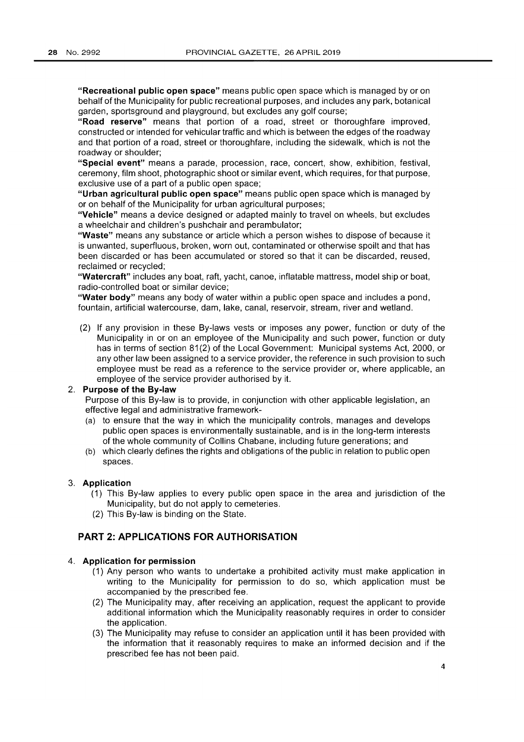**"Recreational public open space"** means public open space which is managed by or on behalf of the Municipality for public recreational purposes, and includes any park, botanical garden, sportsground and playground, but excludes any golf course;

**"Road reserve"** means that portion of a road, street or thoroughfare improved, constructed or intended for vehicular traffic and which is between the edges of the roadway and that portion of a road, street or thoroughfare, including the sidewalk, which is not the roadway or shoulder;

**"Special event"** means a parade, procession, race, concert, show, exhibition, festival, ceremony, film shoot, photographic shoot or similar event, which requires, for that purpose, exclusive use of a part of a public open space;

**"Urban agricultural public open space"** means public open space which is managed by or on behalf of the Municipality for urban agricultural purposes;

**"Vehicle"** means a device designed or adapted mainly to travel on wheels, but excludes a wheelchair and children's pushchair and perambulator;

**"Waste"** means any substance or article which a person wishes to dispose of because it is unwanted, superfluous, broken, worn out, contaminated or otherwise spoilt and that has been discarded or has been accumulated or stored so that it can be discarded, reused, reclaimed or recycled;

**"Watercraft"** includes any boat, raft, yacht, canoe, inflatable mattress, model ship or boat, radio-controlled boat or similar device;

**"Water body"** means any body of water within a public open space and includes a pond, fountain, artificial watercourse, dam, lake, canal, reservoir, stream, river and wetland.

(2) If any provision in these By-laws vests or imposes any power, function or duty of the Municipality in or on an employee of the Municipality and such power, function or duty has in terms of section 81(2) of the Local Government: Municipal systems Act, 2000, or any other law been assigned to a service provider, the reference in such provision to such employee must be read as a reference to the service provider or, where applicable, an employee of the service provider authorised by it.

2. **Purpose of the By-law**

Purpose of this By-law is to provide, in conjunction with other applicable legislation, an effective legal and administrative framework-

(a) to ensure that the way in which the municipality controls, manages and develops public open spaces is environmentally sustainable, and is in the long-term interests of the whole community of Collins Chabane, including future generations; and

(b) which clearly defines the rights and obligations of the public in relation to public open spaces.

3. **Application**

(1) This By-law applies to every public open space in the area and jurisdiction of the Municipality, but do not apply to cemeteries.

(2) This By-law is binding on the State.

## PART 2: APPLICATIONS FOR AUTHORISATION

4. **Application for permission**

(1) Any person who wants to undertake a prohibited activity must make application in writing to the Municipality for permission to do so, which application must be accompanied by the prescribed fee.

(2) The Municipality may, after receiving an application, request the applicant to provide additional information which the Municipality reasonably requires in order to consider the application.

(3) The Municipality may refuse to consider an application until it has been provided with the information that it reasonably requires to make an informed decision and if the prescribed fee has not been paid.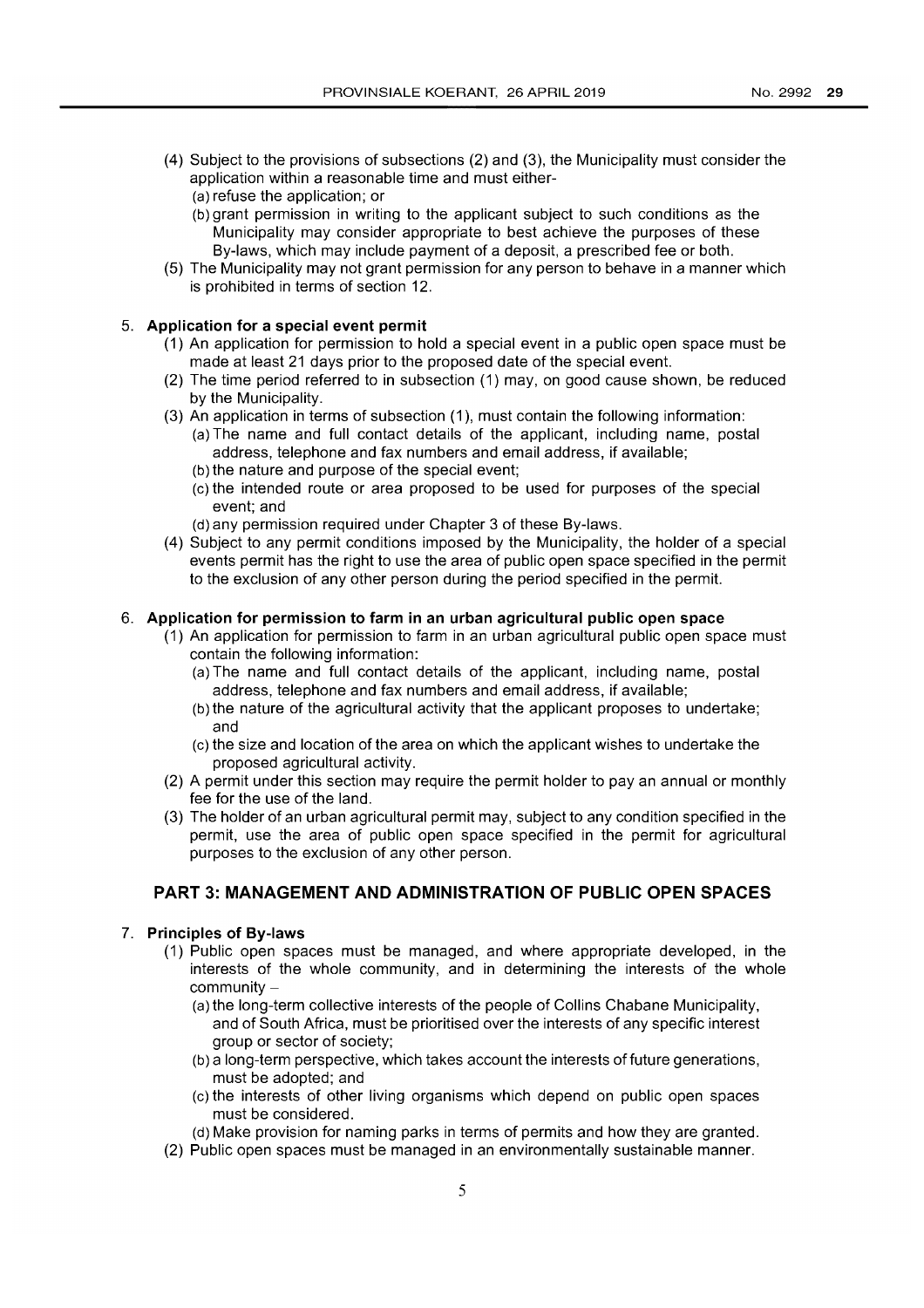(4) Subject to the provisions of subsections (2) and (3), the Municipality must consider the application within a reasonable time and must either-

(a) refuse the application; or

(b) grant permission in writing to the applicant subject to such conditions as the Municipality may consider appropriate to best achieve the purposes of these By-laws, which may include payment of a deposit, a prescribed fee or both.

(5) The Municipality may not grant permission for any person to behave in a manner which is prohibited in terms of section 12.

5. **Application for a special event permit**

(1) An application for permission to hold a special event in a public open space must be made at least 21 days prior to the proposed date of the special event.

(2) The time period referred to in subsection (1) may, on good cause shown, be reduced by the Municipality.

(3) An application in terms of subsection (1), must contain the following information:

(a) The name and full contact details of the applicant, including name, postal address, telephone and fax numbers and email address, if available;

(b) the nature and purpose of the special event;

(c) the intended route or area proposed to be used for purposes of the special event; and

(d) any permission required under Chapter 3 of these By-laws.

(4) Subject to any permit conditions imposed by the Municipality, the holder of a special events permit has the right to use the area of public open space specified in the permit to the exclusion of any other person during the period specified in the permit.

6. **Application for permission to farm in an urban agricultural public open space**

(1) An application for permission to farm in an urban agricultural public open space must contain the following information:

(a) The name and full contact details of the applicant, including name, postal address, telephone and fax numbers and email address, if available;

(b) the nature of the agricultural activity that the applicant proposes to undertake; and

(c) the size and location of the area on which the applicant wishes to undertake the proposed agricultural activity.

(2) A permit under this section may require the permit holder to pay an annual or monthly fee for the use of the land.

(3) The holder of an urban agricultural permit may, subject to any condition specified in the permit, use the area of public open space specified in the permit for agricultural purposes to the exclusion of any other person.

## PART 3: MANAGEMENT AND ADMINISTRATION OF PUBLIC OPEN SPACES

7. **Principles of By-laws**

(1) Public open spaces must be managed, and where appropriate developed, in the interests of the whole community, and in determining the interests of the whole community –

(a) the long-term collective interests of the people of Collins Chabane Municipality, and of South Africa, must be prioritised over the interests of any specific interest group or sector of society;

(b) a long-term perspective, which takes account the interests of future generations, must be adopted; and

(c) the interests of other living organisms which depend on public open spaces must be considered.

(d) Make provision for naming parks in terms of permits and how they are granted.

(2) Public open spaces must be managed in an environmentally sustainable manner.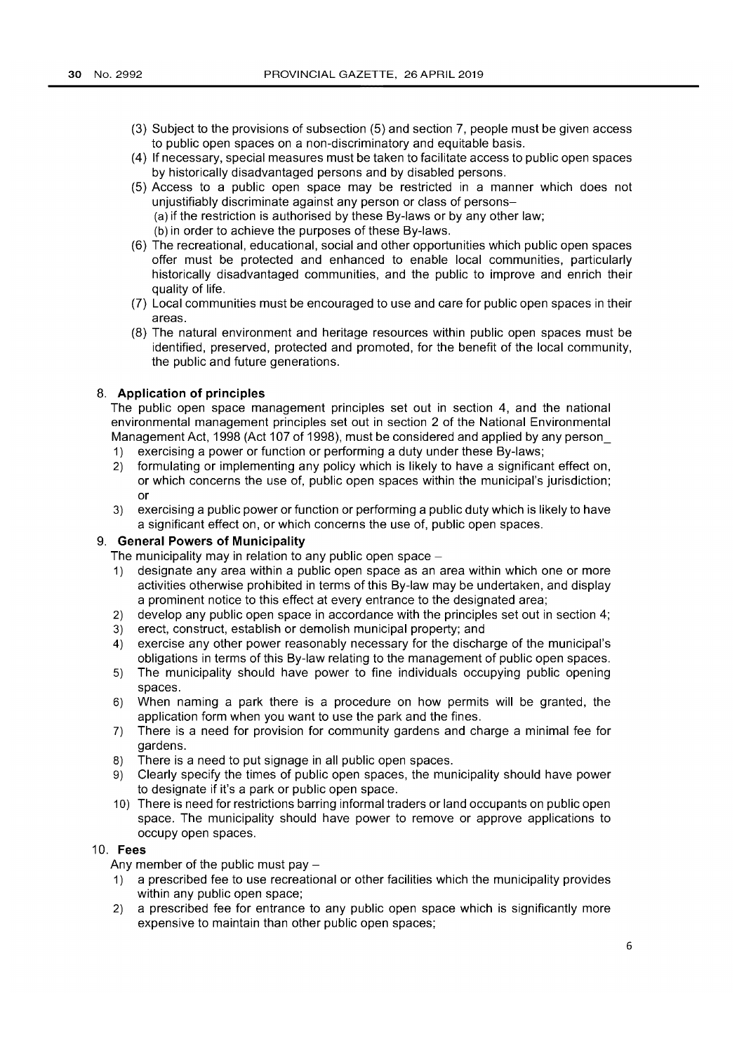(3) Subject to the provisions of subsection (5) and section 7, people must be given access to public open spaces on a non-discriminatory and equitable basis.

(4) If necessary, special measures must be taken to facilitate access to public open spaces by historically disadvantaged persons and by disabled persons.

(5) Access to a public open space may be restricted in a manner which does not unjustifiably discriminate against any person or class of persons–
  (a) if the restriction is authorised by these By-laws or by any other law;
  (b) in order to achieve the purposes of these By-laws.

(6) The recreational, educational, social and other opportunities which public open spaces offer must be protected and enhanced to enable local communities, particularly historically disadvantaged communities, and the public to improve and enrich their quality of life.

(7) Local communities must be encouraged to use and care for public open spaces in their areas.

(8) The natural environment and heritage resources within public open spaces must be identified, preserved, protected and promoted, for the benefit of the local community, the public and future generations.

## 8. Application of principles

The public open space management principles set out in section 4, and the national environmental management principles set out in section 2 of the National Environmental Management Act, 1998 (Act 107 of 1998), must be considered and applied by any person_

1) exercising a power or function or performing a duty under these By-laws;
2) formulating or implementing any policy which is likely to have a significant effect on, or which concerns the use of, public open spaces within the municipal's jurisdiction; or
3) exercising a public power or function or performing a public duty which is likely to have a significant effect on, or which concerns the use of, public open spaces.

## 9. General Powers of Municipality

The municipality may in relation to any public open space –

1) designate any area within a public open space as an area within which one or more activities otherwise prohibited in terms of this By-law may be undertaken, and display a prominent notice to this effect at every entrance to the designated area;
2) develop any public open space in accordance with the principles set out in section 4;
3) erect, construct, establish or demolish municipal property; and
4) exercise any other power reasonably necessary for the discharge of the municipal's obligations in terms of this By-law relating to the management of public open spaces.
5) The municipality should have power to fine individuals occupying public opening spaces.
6) When naming a park there is a procedure on how permits will be granted, the application form when you want to use the park and the fines.
7) There is a need for provision for community gardens and charge a minimal fee for gardens.
8) There is a need to put signage in all public open spaces.
9) Clearly specify the times of public open spaces, the municipality should have power to designate if it's a park or public open space.
10) There is need for restrictions barring informal traders or land occupants on public open space. The municipality should have power to remove or approve applications to occupy open spaces.

## 10. Fees

Any member of the public must pay –

1) a prescribed fee to use recreational or other facilities which the municipality provides within any public open space;
2) a prescribed fee for entrance to any public open space which is significantly more expensive to maintain than other public open spaces;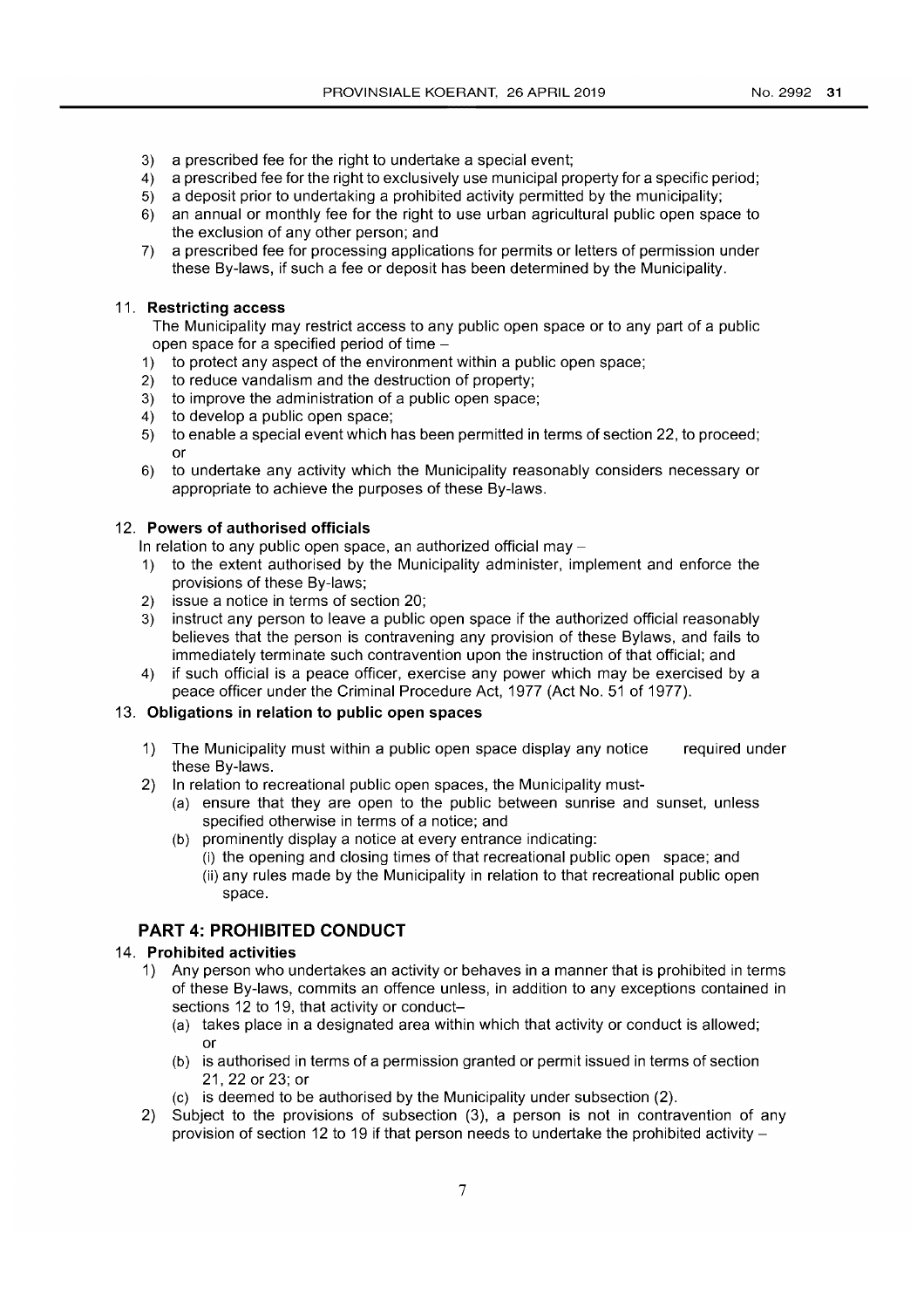3) a prescribed fee for the right to undertake a special event;
4) a prescribed fee for the right to exclusively use municipal property for a specific period;
5) a deposit prior to undertaking a prohibited activity permitted by the municipality;
6) an annual or monthly fee for the right to use urban agricultural public open space to the exclusion of any other person; and
7) a prescribed fee for processing applications for permits or letters of permission under these By-laws, if such a fee or deposit has been determined by the Municipality.

11. **Restricting access**

The Municipality may restrict access to any public open space or to any part of a public open space for a specified period of time –

1) to protect any aspect of the environment within a public open space;
2) to reduce vandalism and the destruction of property;
3) to improve the administration of a public open space;
4) to develop a public open space;
5) to enable a special event which has been permitted in terms of section 22, to proceed; or
6) to undertake any activity which the Municipality reasonably considers necessary or appropriate to achieve the purposes of these By-laws.

12. **Powers of authorised officials**

In relation to any public open space, an authorized official may –

1) to the extent authorised by the Municipality administer, implement and enforce the provisions of these By-laws;
2) issue a notice in terms of section 20;
3) instruct any person to leave a public open space if the authorized official reasonably believes that the person is contravening any provision of these Bylaws, and fails to immediately terminate such contravention upon the instruction of that official; and
4) if such official is a peace officer, exercise any power which may be exercised by a peace officer under the Criminal Procedure Act, 1977 (Act No. 51 of 1977).

13. **Obligations in relation to public open spaces**

1) The Municipality must within a public open space display any notice required under these By-laws.
2) In relation to recreational public open spaces, the Municipality must-
   (a) ensure that they are open to the public between sunrise and sunset, unless specified otherwise in terms of a notice; and
   (b) prominently display a notice at every entrance indicating:
      (i) the opening and closing times of that recreational public open space; and
      (ii) any rules made by the Municipality in relation to that recreational public open space.

## PART 4: PROHIBITED CONDUCT

14. **Prohibited activities**

1) Any person who undertakes an activity or behaves in a manner that is prohibited in terms of these By-laws, commits an offence unless, in addition to any exceptions contained in sections 12 to 19, that activity or conduct–
   (a) takes place in a designated area within which that activity or conduct is allowed; or
   (b) is authorised in terms of a permission granted or permit issued in terms of section 21, 22 or 23; or
   (c) is deemed to be authorised by the Municipality under subsection (2).
2) Subject to the provisions of subsection (3), a person is not in contravention of any provision of section 12 to 19 if that person needs to undertake the prohibited activity –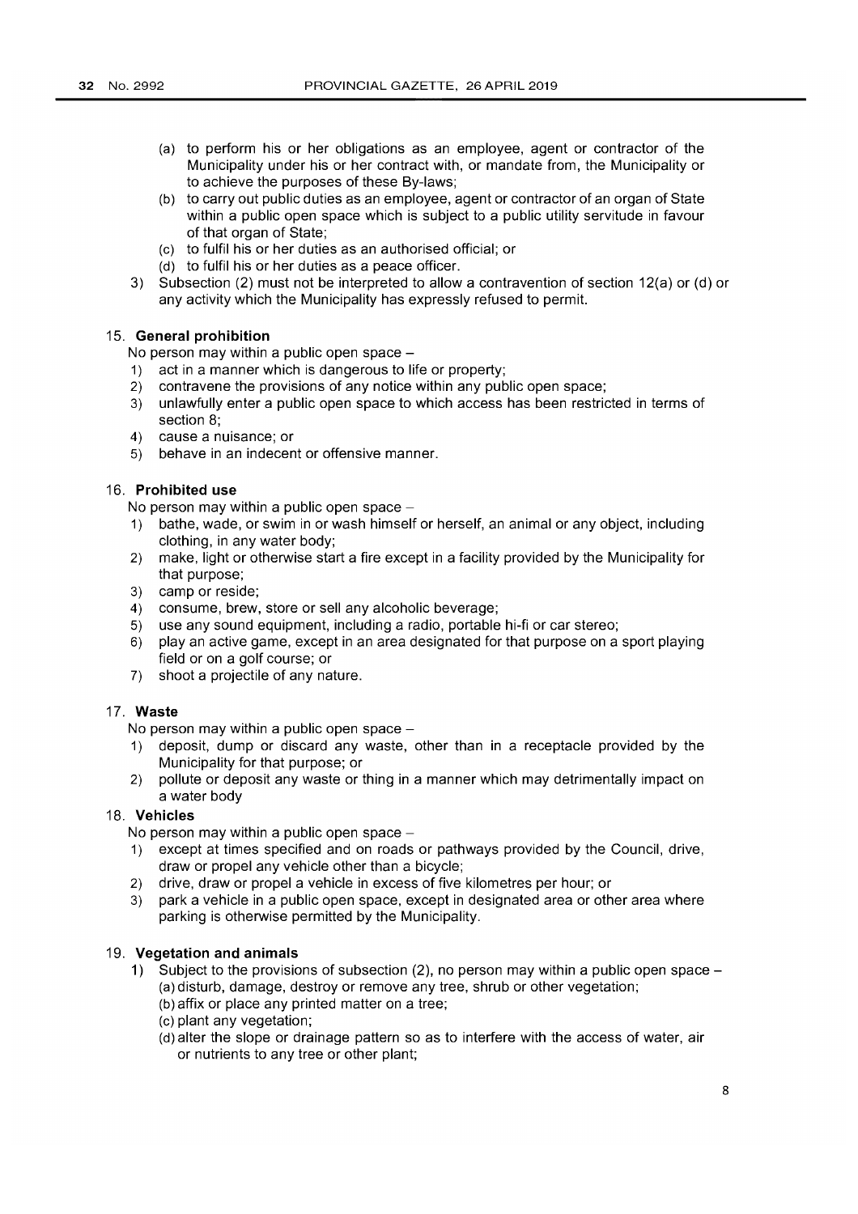(a) to perform his or her obligations as an employee, agent or contractor of the Municipality under his or her contract with, or mandate from, the Municipality or to achieve the purposes of these By-laws;

(b) to carry out public duties as an employee, agent or contractor of an organ of State within a public open space which is subject to a public utility servitude in favour of that organ of State;

(c) to fulfil his or her duties as an authorised official; or

(d) to fulfil his or her duties as a peace officer.

3) Subsection (2) must not be interpreted to allow a contravention of section 12(a) or (d) or any activity which the Municipality has expressly refused to permit.

### 15. General prohibition

No person may within a public open space –

1) act in a manner which is dangerous to life or property;
2) contravene the provisions of any notice within any public open space;
3) unlawfully enter a public open space to which access has been restricted in terms of section 8;
4) cause a nuisance; or
5) behave in an indecent or offensive manner.

### 16. Prohibited use

No person may within a public open space –

1) bathe, wade, or swim in or wash himself or herself, an animal or any object, including clothing, in any water body;
2) make, light or otherwise start a fire except in a facility provided by the Municipality for that purpose;
3) camp or reside;
4) consume, brew, store or sell any alcoholic beverage;
5) use any sound equipment, including a radio, portable hi-fi or car stereo;
6) play an active game, except in an area designated for that purpose on a sport playing field or on a golf course; or
7) shoot a projectile of any nature.

### 17. Waste

No person may within a public open space –

1) deposit, dump or discard any waste, other than in a receptacle provided by the Municipality for that purpose; or
2) pollute or deposit any waste or thing in a manner which may detrimentally impact on a water body

### 18. Vehicles

No person may within a public open space –

1) except at times specified and on roads or pathways provided by the Council, drive, draw or propel any vehicle other than a bicycle;
2) drive, draw or propel a vehicle in excess of five kilometres per hour; or
3) park a vehicle in a public open space, except in designated area or other area where parking is otherwise permitted by the Municipality.

### 19. Vegetation and animals

1) Subject to the provisions of subsection (2), no person may within a public open space –

(a) disturb, damage, destroy or remove any tree, shrub or other vegetation;

(b) affix or place any printed matter on a tree;

(c) plant any vegetation;

(d) alter the slope or drainage pattern so as to interfere with the access of water, air or nutrients to any tree or other plant;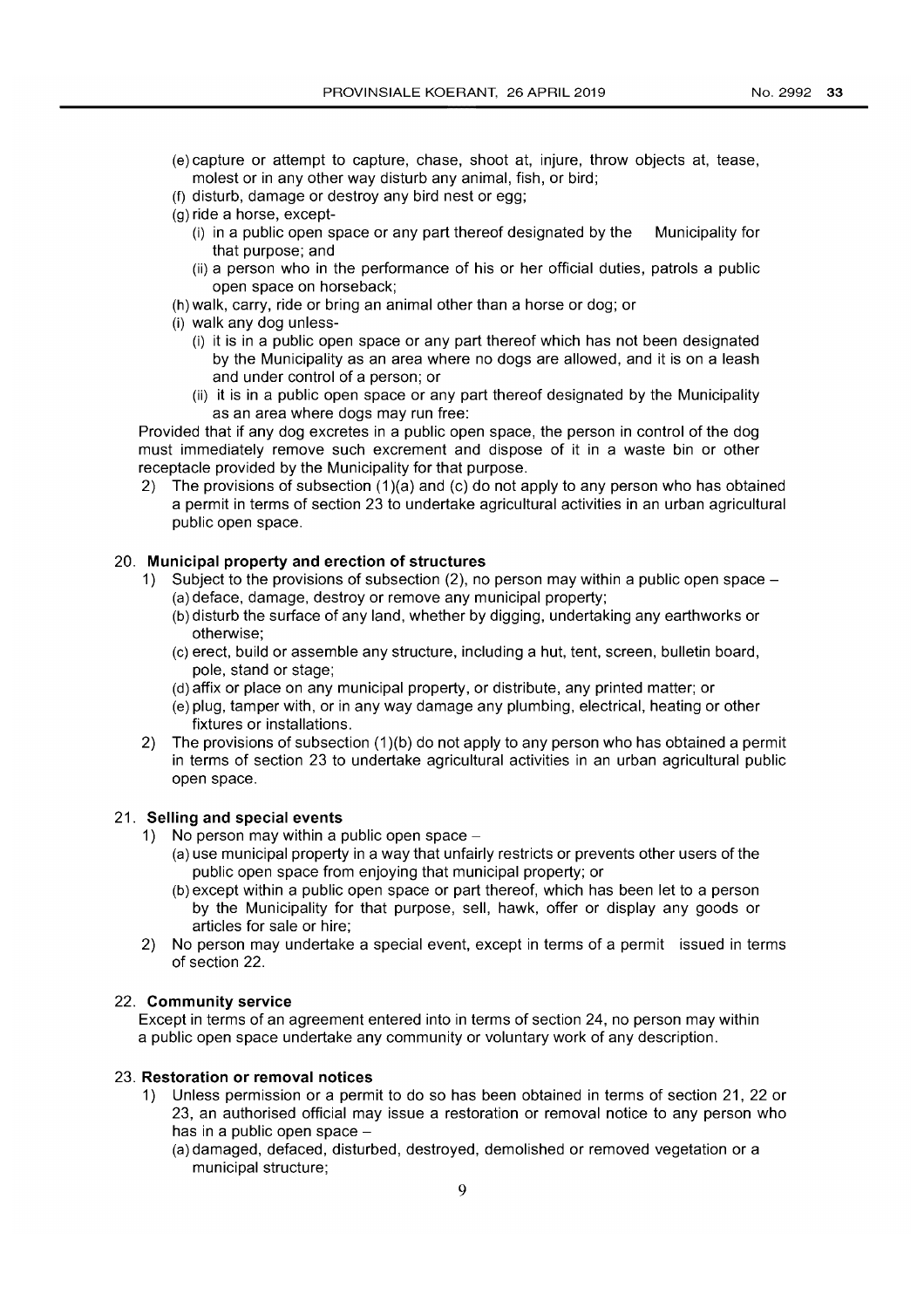(e) capture or attempt to capture, chase, shoot at, injure, throw objects at, tease, molest or in any other way disturb any animal, fish, or bird;
(f) disturb, damage or destroy any bird nest or egg;
(g) ride a horse, except-
  (i) in a public open space or any part thereof designated by the Municipality for that purpose; and
  (ii) a person who in the performance of his or her official duties, patrols a public open space on horseback;
(h) walk, carry, ride or bring an animal other than a horse or dog; or
(i) walk any dog unless-
  (i) it is in a public open space or any part thereof which has not been designated by the Municipality as an area where no dogs are allowed, and it is on a leash and under control of a person; or
  (ii) it is in a public open space or any part thereof designated by the Municipality as an area where dogs may run free:

Provided that if any dog excretes in a public open space, the person in control of the dog must immediately remove such excrement and dispose of it in a waste bin or other receptacle provided by the Municipality for that purpose.

2) The provisions of subsection (1)(a) and (c) do not apply to any person who has obtained a permit in terms of section 23 to undertake agricultural activities in an urban agricultural public open space.

## 20. Municipal property and erection of structures

1) Subject to the provisions of subsection (2), no person may within a public open space –
  (a) deface, damage, destroy or remove any municipal property;
  (b) disturb the surface of any land, whether by digging, undertaking any earthworks or otherwise;
  (c) erect, build or assemble any structure, including a hut, tent, screen, bulletin board, pole, stand or stage;
  (d) affix or place on any municipal property, or distribute, any printed matter; or
  (e) plug, tamper with, or in any way damage any plumbing, electrical, heating or other fixtures or installations.
2) The provisions of subsection (1)(b) do not apply to any person who has obtained a permit in terms of section 23 to undertake agricultural activities in an urban agricultural public open space.

## 21. Selling and special events

1) No person may within a public open space –
  (a) use municipal property in a way that unfairly restricts or prevents other users of the public open space from enjoying that municipal property; or
  (b) except within a public open space or part thereof, which has been let to a person by the Municipality for that purpose, sell, hawk, offer or display any goods or articles for sale or hire;
2) No person may undertake a special event, except in terms of a permit issued in terms of section 22.

## 22. Community service

Except in terms of an agreement entered into in terms of section 24, no person may within a public open space undertake any community or voluntary work of any description.

## 23. Restoration or removal notices

1) Unless permission or a permit to do so has been obtained in terms of section 21, 22 or 23, an authorised official may issue a restoration or removal notice to any person who has in a public open space –
  (a) damaged, defaced, disturbed, destroyed, demolished or removed vegetation or a municipal structure;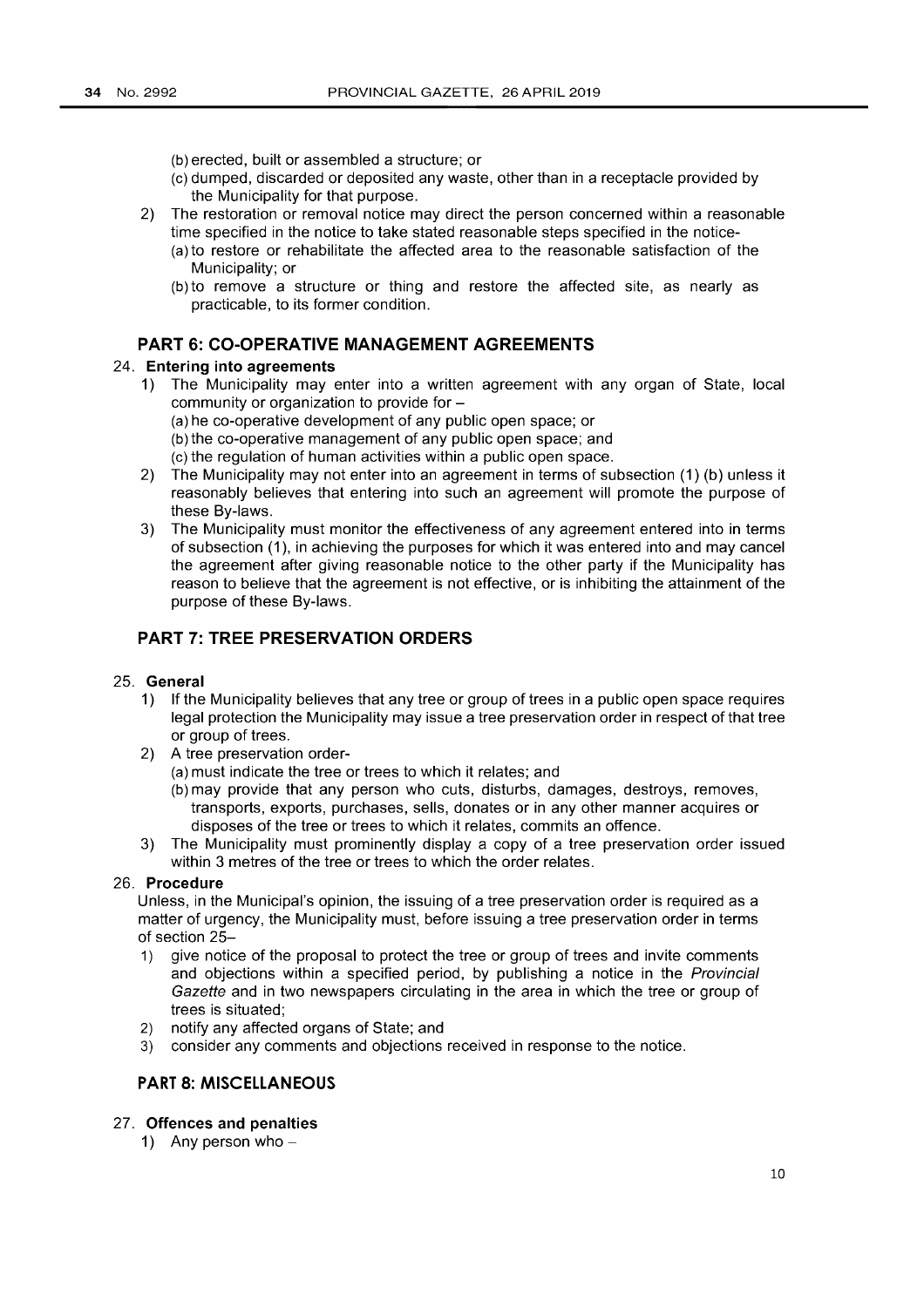(b) erected, built or assembled a structure; or

(c) dumped, discarded or deposited any waste, other than in a receptacle provided by the Municipality for that purpose.

2) The restoration or removal notice may direct the person concerned within a reasonable time specified in the notice to take stated reasonable steps specified in the notice-

(a) to restore or rehabilitate the affected area to the reasonable satisfaction of the Municipality; or

(b) to remove a structure or thing and restore the affected site, as nearly as practicable, to its former condition.

## PART 6: CO-OPERATIVE MANAGEMENT AGREEMENTS

24. **Entering into agreements**

1) The Municipality may enter into a written agreement with any organ of State, local community or organization to provide for –

(a) he co-operative development of any public open space; or

(b) the co-operative management of any public open space; and

(c) the regulation of human activities within a public open space.

2) The Municipality may not enter into an agreement in terms of subsection (1) (b) unless it reasonably believes that entering into such an agreement will promote the purpose of these By-laws.

3) The Municipality must monitor the effectiveness of any agreement entered into in terms of subsection (1), in achieving the purposes for which it was entered into and may cancel the agreement after giving reasonable notice to the other party if the Municipality has reason to believe that the agreement is not effective, or is inhibiting the attainment of the purpose of these By-laws.

## PART 7: TREE PRESERVATION ORDERS

25. **General**

1) If the Municipality believes that any tree or group of trees in a public open space requires legal protection the Municipality may issue a tree preservation order in respect of that tree or group of trees.

2) A tree preservation order-

(a) must indicate the tree or trees to which it relates; and

(b) may provide that any person who cuts, disturbs, damages, destroys, removes, transports, exports, purchases, sells, donates or in any other manner acquires or disposes of the tree or trees to which it relates, commits an offence.

3) The Municipality must prominently display a copy of a tree preservation order issued within 3 metres of the tree or trees to which the order relates.

26. **Procedure**

Unless, in the Municipal's opinion, the issuing of a tree preservation order is required as a matter of urgency, the Municipality must, before issuing a tree preservation order in terms of section 25–

1) give notice of the proposal to protect the tree or group of trees and invite comments and objections within a specified period, by publishing a notice in the *Provincial Gazette* and in two newspapers circulating in the area in which the tree or group of trees is situated;

2) notify any affected organs of State; and

3) consider any comments and objections received in response to the notice.

## PART 8: MISCELLANEOUS

27. **Offences and penalties**

1) Any person who –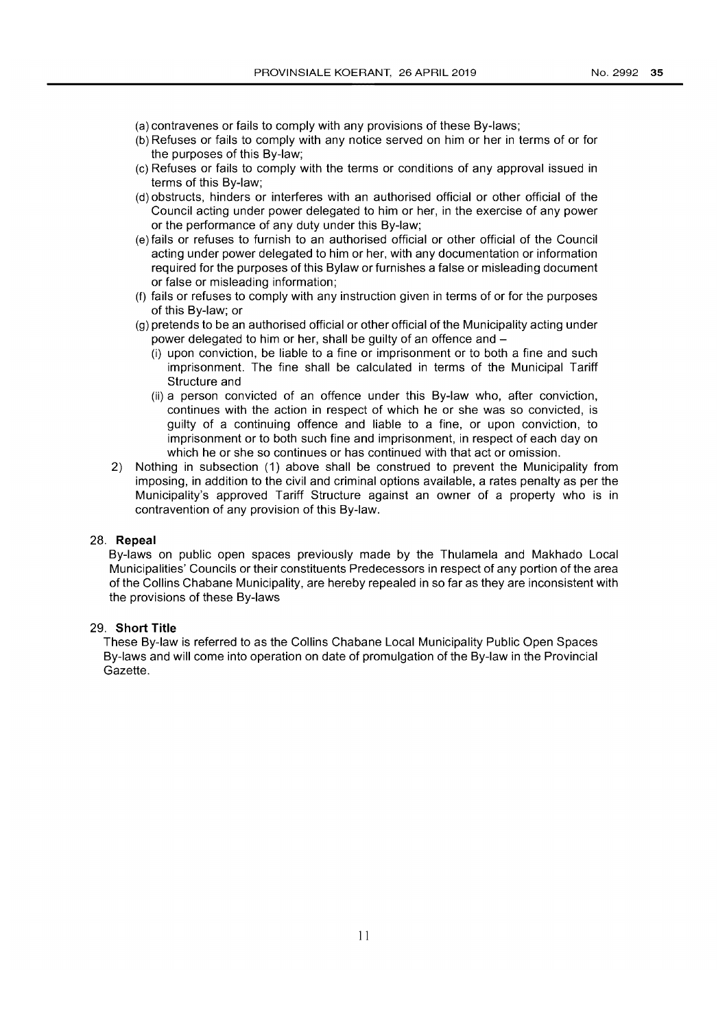(a) contravenes or fails to comply with any provisions of these By-laws;
(b) Refuses or fails to comply with any notice served on him or her in terms of or for the purposes of this By-law;
(c) Refuses or fails to comply with the terms or conditions of any approval issued in terms of this By-law;
(d) obstructs, hinders or interferes with an authorised official or other official of the Council acting under power delegated to him or her, in the exercise of any power or the performance of any duty under this By-law;
(e) fails or refuses to furnish to an authorised official or other official of the Council acting under power delegated to him or her, with any documentation or information required for the purposes of this Bylaw or furnishes a false or misleading document or false or misleading information;
(f) fails or refuses to comply with any instruction given in terms of or for the purposes of this By-law; or
(g) pretends to be an authorised official or other official of the Municipality acting under power delegated to him or her, shall be guilty of an offence and –
    (i) upon conviction, be liable to a fine or imprisonment or to both a fine and such imprisonment. The fine shall be calculated in terms of the Municipal Tariff Structure and
    (ii) a person convicted of an offence under this By-law who, after conviction, continues with the action in respect of which he or she was so convicted, is guilty of a continuing offence and liable to a fine, or upon conviction, to imprisonment or to both such fine and imprisonment, in respect of each day on which he or she so continues or has continued with that act or omission.

2) Nothing in subsection (1) above shall be construed to prevent the Municipality from imposing, in addition to the civil and criminal options available, a rates penalty as per the Municipality's approved Tariff Structure against an owner of a property who is in contravention of any provision of this By-law.

28. **Repeal**

By-laws on public open spaces previously made by the Thulamela and Makhado Local Municipalities' Councils or their constituents Predecessors in respect of any portion of the area of the Collins Chabane Municipality, are hereby repealed in so far as they are inconsistent with the provisions of these By-laws

29. **Short Title**

These By-law is referred to as the Collins Chabane Local Municipality Public Open Spaces By-laws and will come into operation on date of promulgation of the By-law in the Provincial Gazette.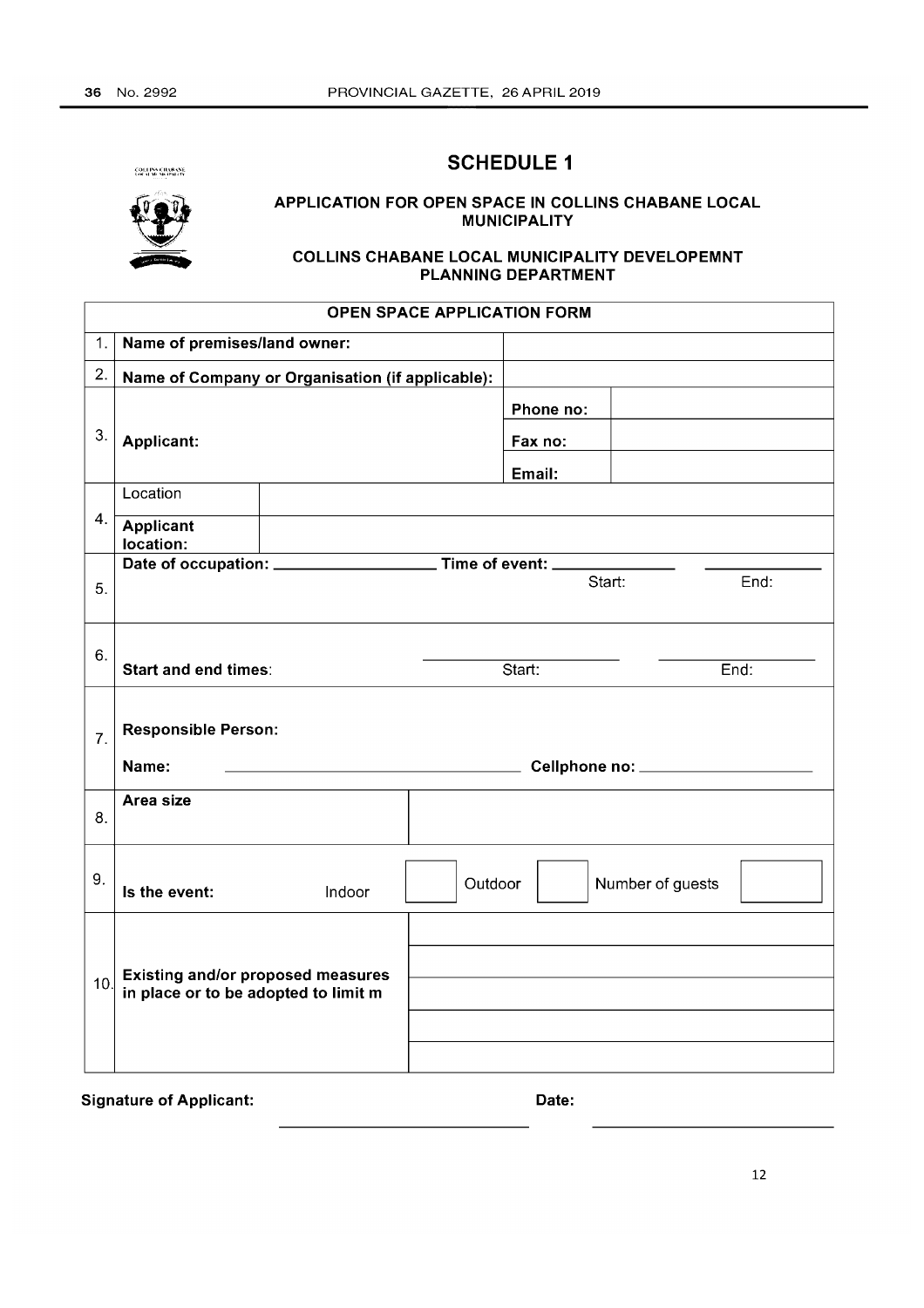# SCHEDULE 1

### APPLICATION FOR OPEN SPACE IN COLLINS CHABANE LOCAL MUNICIPALITY

### COLLINS CHABANE LOCAL MUNICIPALITY DEVELOPEMNT PLANNING DEPARTMENT

| OPEN SPACE APPLICATION FORM | | | |
|---|---|---|---|
| 1. | **Name of premises/land owner:** | | |
| 2. | **Name of Company or Organisation (if applicable):** | | |
| 3. | **Applicant:** | **Phone no:** | |
| | | **Fax no:** | |
| | | **Email:** | |
| 4. | Location | | |
| | **Applicant location:** | | |
| 5. | **Date of occupation:** ______ **Time of event:** ______ Start: ______ End: | | |
| 6. | **Start and end times**: ______ Start: ______ End: | | |
| 7. | **Responsible Person:** **Name:** ______ **Cellphone no:** ______ | | |
| 8. | **Area size** | | |
| 9. | **Is the event:** Indoor ☐ Outdoor ☐ Number of guests ☐ | | |
| 10. | **Existing and/or proposed measures in place or to be adopted to limit m** | | |

**Signature of Applicant:** ______________________ **Date:** ______________________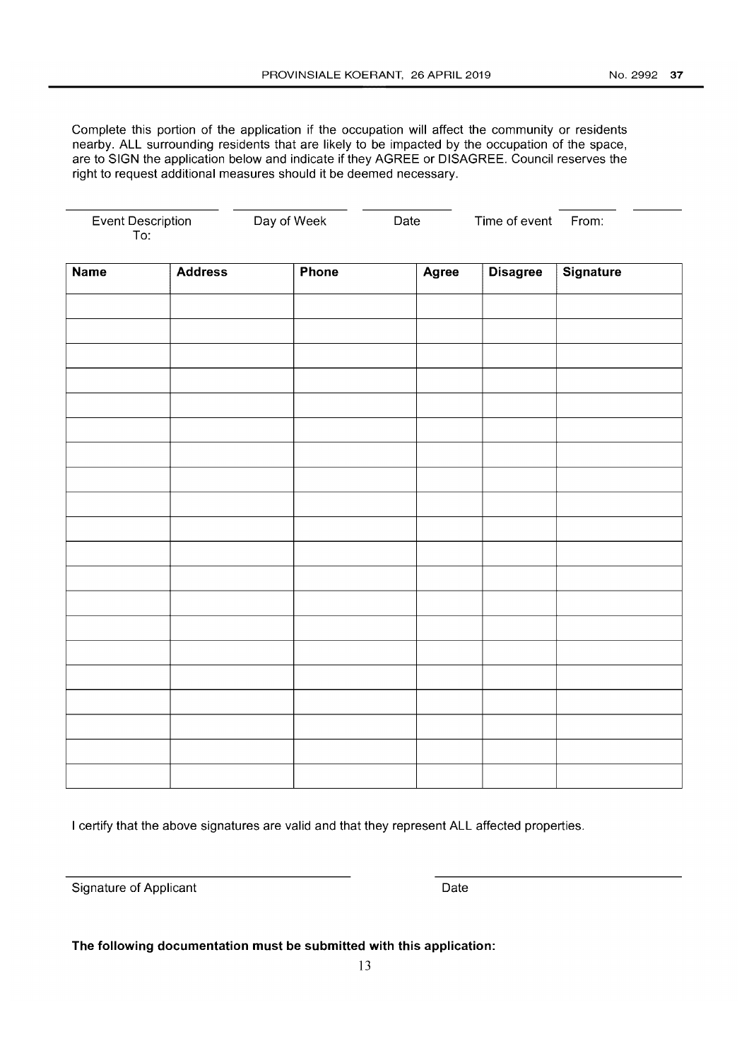Complete this portion of the application if the occupation will affect the community or residents nearby. ALL surrounding residents that are likely to be impacted by the occupation of the space, are to SIGN the application below and indicate if they AGREE or DISAGREE. Council reserves the right to request additional measures should it be deemed necessary.

Event Description ____________ Day of Week ____________ Date ____________ Time of event From: ________ To: ________

| **Name** | **Address** | **Phone** | **Agree** | **Disagree** | **Signature** |
|---|---|---|---|---|---|
| | | | | | |
| | | | | | |
| | | | | | |
| | | | | | |
| | | | | | |
| | | | | | |
| | | | | | |
| | | | | | |
| | | | | | |
| | | | | | |
| | | | | | |
| | | | | | |
| | | | | | |
| | | | | | |
| | | | | | |
| | | | | | |
| | | | | | |
| | | | | | |
| | | | | | |
| | | | | | |

I certify that the above signatures are valid and that they represent ALL affected properties.

Signature of Applicant ____________________ Date ____________________

**The following documentation must be submitted with this application:**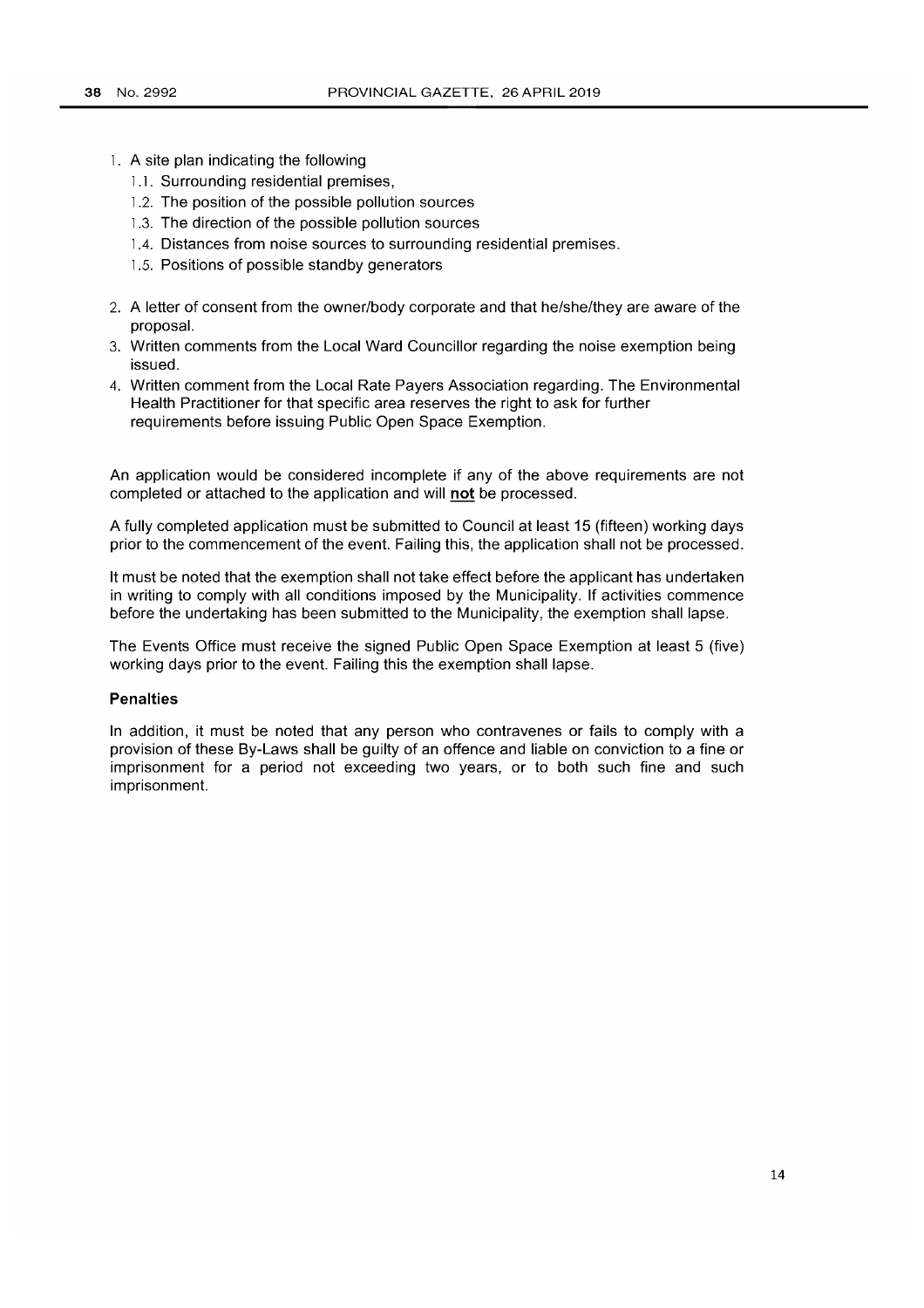1. A site plan indicating the following
   1.1. Surrounding residential premises,
   1.2. The position of the possible pollution sources
   1.3. The direction of the possible pollution sources
   1.4. Distances from noise sources to surrounding residential premises.
   1.5. Positions of possible standby generators
2. A letter of consent from the owner/body corporate and that he/she/they are aware of the proposal.
3. Written comments from the Local Ward Councillor regarding the noise exemption being issued.
4. Written comment from the Local Rate Payers Association regarding. The Environmental Health Practitioner for that specific area reserves the right to ask for further requirements before issuing Public Open Space Exemption.

An application would be considered incomplete if any of the above requirements are not completed or attached to the application and will **not** be processed.

A fully completed application must be submitted to Council at least 15 (fifteen) working days prior to the commencement of the event. Failing this, the application shall not be processed.

It must be noted that the exemption shall not take effect before the applicant has undertaken in writing to comply with all conditions imposed by the Municipality. If activities commence before the undertaking has been submitted to the Municipality, the exemption shall lapse.

The Events Office must receive the signed Public Open Space Exemption at least 5 (five) working days prior to the event. Failing this the exemption shall lapse.

**Penalties**

In addition, it must be noted that any person who contravenes or fails to comply with a provision of these By-Laws shall be guilty of an offence and liable on conviction to a fine or imprisonment for a period not exceeding two years, or to both such fine and such imprisonment.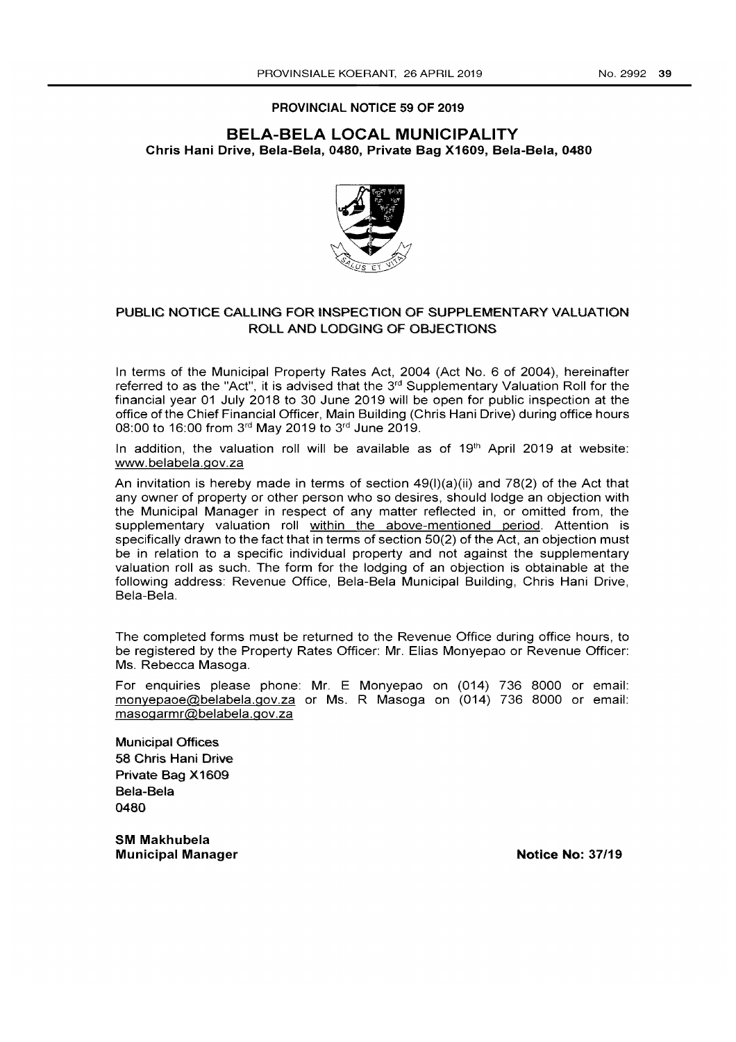## PROVINCIAL NOTICE 59 OF 2019

# BELA-BELA LOCAL MUNICIPALITY

**Chris Hani Drive, Bela-Bela, 0480, Private Bag X1609, Bela-Bela, 0480**

### PUBLIC NOTICE CALLING FOR INSPECTION OF SUPPLEMENTARY VALUATION ROLL AND LODGING OF OBJECTIONS

In terms of the Municipal Property Rates Act, 2004 (Act No. 6 of 2004), hereinafter referred to as the "Act", it is advised that the 3rd Supplementary Valuation Roll for the financial year 01 July 2018 to 30 June 2019 will be open for public inspection at the office of the Chief Financial Officer, Main Building (Chris Hani Drive) during office hours 08:00 to 16:00 from 3rd May 2019 to 3rd June 2019.

In addition, the valuation roll will be available as of 19th April 2019 at website: www.belabela.gov.za

An invitation is hereby made in terms of section 49(l)(a)(ii) and 78(2) of the Act that any owner of property or other person who so desires, should lodge an objection with the Municipal Manager in respect of any matter reflected in, or omitted from, the supplementary valuation roll within the above-mentioned period. Attention is specifically drawn to the fact that in terms of section 50(2) of the Act, an objection must be in relation to a specific individual property and not against the supplementary valuation roll as such. The form for the lodging of an objection is obtainable at the following address: Revenue Office, Bela-Bela Municipal Building, Chris Hani Drive, Bela-Bela.

The completed forms must be returned to the Revenue Office during office hours, to be registered by the Property Rates Officer: Mr. Elias Monyepao or Revenue Officer: Ms. Rebecca Masoga.

For enquiries please phone: Mr. E Monyepao on (014) 736 8000 or email: monyepaoe@belabela.gov.za or Ms. R Masoga on (014) 736 8000 or email: masogarmr@belabela.gov.za

Municipal Offices
58 Chris Hani Drive
Private Bag X1609
Bela-Bela
0480

**SM Makhubela**
**Municipal Manager**

**Notice No: 37/19**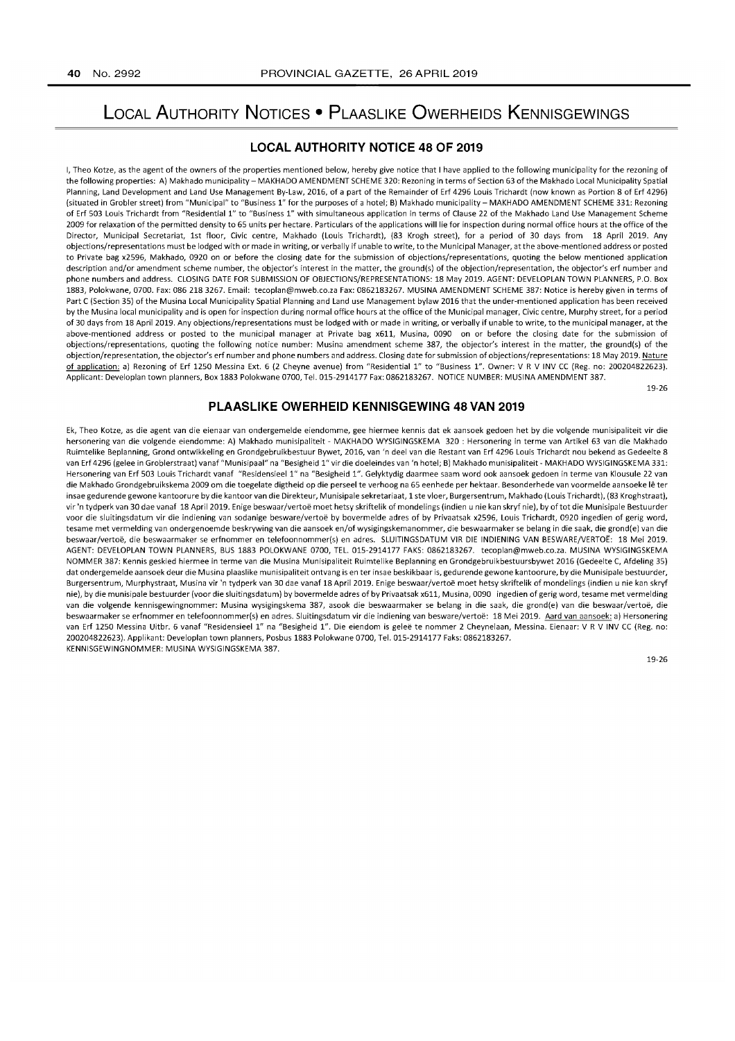# Local Authority Notices • Plaaslike Owerheids Kennisgewings

## LOCAL AUTHORITY NOTICE 48 OF 2019

I, Theo Kotze, as the agent of the owners of the properties mentioned below, hereby give notice that I have applied to the following municipality for the rezoning of the following properties: A) Makhado municipality – MAKHADO AMENDMENT SCHEME 320: Rezoning in terms of Section 63 of the Makhado Local Municipality Spatial Planning, Land Development and Land Use Management By-Law, 2016, of a part of the Remainder of Erf 4296 Louis Trichardt (now known as Portion 8 of Erf 4296) (situated in Grobler street) from "Municipal" to "Business 1" for the purposes of a hotel; B) Makhado municipality – MAKHADO AMENDMENT SCHEME 331: Rezoning of Erf 503 Louis Trichardt from "Residential 1" to "Business 1" with simultaneous application in terms of Clause 22 of the Makhado Land Use Management Scheme 2009 for relaxation of the permitted density to 65 units per hectare. Particulars of the applications will lie for inspection during normal office hours at the office of the Director, Municipal Secretariat, 1st floor, Civic centre, Makhado (Louis Trichardt), (83 Krogh street), for a period of 30 days from 18 April 2019. Any objections/representations must be lodged with or made in writing, or verbally if unable to write, to the Municipal Manager, at the above-mentioned address or posted to Private bag x2596, Makhado, 0920 on or before the closing date for the submission of objections/representations, quoting the below mentioned application description and/or amendment scheme number, the objector's interest in the matter, the ground(s) of the objection/representation, the objector's erf number and phone numbers and address. CLOSING DATE FOR SUBMISSION OF OBJECTIONS/REPRESENTATIONS: 18 May 2019. AGENT: DEVELOPLAN TOWN PLANNERS, P.O. Box 1883, Polokwane, 0700. Fax: 086 218 3267. Email: tecoplan@mweb.co.za Fax: 0862183267. MUSINA AMENDMENT SCHEME 387: Notice is hereby given in terms of Part C (Section 35) of the Musina Local Municipality Spatial Planning and Land use Management bylaw 2016 that the under-mentioned application has been received by the Musina local municipality and is open for inspection during normal office hours at the office of the Municipal manager, Civic centre, Murphy street, for a period of 30 days from 18 April 2019. Any objections/representations must be lodged with or made in writing, or verbally if unable to write, to the municipal manager, at the above-mentioned address or posted to the municipal manager at Private bag x611, Musina, 0090 on or before the closing date for the submission of objections/representations, quoting the following notice number: Musina amendment scheme 387, the objector's interest in the matter, the ground(s) of the objection/representation, the objector's erf number and phone numbers and address. Closing date for submission of objections/representations: 18 May 2019. Nature of application: a) Rezoning of Erf 1250 Messina Ext. 6 (2 Cheyne avenue) from "Residential 1" to "Business 1". Owner: V R V INV CC (Reg. no: 200204822623). Applicant: Developlan town planners, Box 1883 Polokwane 0700, Tel. 015-2914177 Fax: 0862183267. NOTICE NUMBER: MUSINA AMENDMENT 387.

19-26

## PLAASLIKE OWERHEID KENNISGEWING 48 VAN 2019

Ek, Theo Kotze, as die agent van die eienaar van ondergemelde eiendomme, gee hiermee kennis dat ek aansoek gedoen het by die volgende munisipaliteit vir die hersonering van die volgende eiendomme: A) Makhado munisipaliteit - MAKHADO WYSIGINGSKEMA 320 : Hersonering in terme van Artikel 63 of die Makhado Ruimtelike Beplanning, Grond ontwikkeling en Grondgebruikbestuur Bywet, 2016, van 'n deel van die Restant van Erf 4296 Louis Trichardt nou bekend as Gedeelte 8 van Erf 4296 (gelee in Groblerstraat) vanaf "Munisipaal" na "Besigheid 1" vir die doeleindes van 'n hotel; B) Makhado munisipaliteit - MAKHADO WYSIGINGSKEMA 331: Hersonering van Erf 503 Louis Trichardt vanaf "Residensieel 1" na "Besigheid 1". Gelyktydig daarmee saam word ook aansoek gedoen in terme van Klousule 22 van die Makhado Grondgebruikskema 2009 om die toegelate digtheid op die perseel te verhoog na 65 eenhede per hektaar. Besonderhede van voormelde aansoeke lê ter insae gedurende gewone kantoorure by die kantoor van die Direkteur, Munisipale sekretariaat, 1 ste vloer, Burgersentrum, Makhado (Louis Trichardt), (83 Kroghstraat), vir 'n tydperk van 30 dae vanaf 18 April 2019. Enige beswaar/vertoë moet hetsy skriftelik of mondelings (indien u nie kan skryf nie), by of tot die Munisipale Bestuurder voor die sluitingsdatum vir die indiening van sodanige besware/vertoë by bovermelde adres of by Privaatsak x2596, Louis Trichardt, 0920 ingedien of gerig word, tesame met vermelding van ondergenoemde beskrywing van die aansoek en/of wysigingskemanommer, die beswaarmaker se belang in die saak, die grond(e) van die beswaar/vertoë, die beswaarmaker se erfnommer en telefoonnommer(s) en adres. SLUITINGSDATUM VIR DIE INDIENING VAN BESWARE/VERTOË: 18 Mei 2019. AGENT: DEVELOPLAN TOWN PLANNERS, BUS 1883 POLOKWANE 0700, TEL. 015-2914177 FAKS: 0862183267. tecoplan@mweb.co.za. MUSINA WYSIGINGSKEMA NOMMER 387: Kennis geskied hiermee in terme van die Musina Munisipaliteit Ruimtelike Beplanning en Grondgebruikbestuursbywet 2016 (Gedeelte C, Afdeling 35) dat ondergemelde aansoek deur die Musina plaaslike munisipaliteit ontvang is en ter insae beskikbaar is, gedurende gewone kantoorure, by die Munisipale bestuurder, Burgersentrum, Murphystraat, Musina vir 'n tydperk van 30 dae vanaf 18 April 2019. Enige beswaar/vertoë moet hetsy skriftelik of mondelings (indien u nie kan skryf nie), by die munisipale bestuurder (voor die sluitingsdatum) by bovermelde adres of by Privaatsak x611, Musina, 0090 ingedien of gerig word, tesame met vermelding van die volgende kennisgewingnommer: Musina wysigingskema 387, asook die beswaarmaker se belang in die saak, die grond(e) van die beswaar/vertoë, die beswaarmaker se erfnommer en telefoonnommer(s) en adres. Sluitingsdatum vir die indiening van besware/vertoë: 18 Mei 2019. Aard van aansoek: a) Hersonering van Erf 1250 Messina Uitbr. 6 vanaf "Residensieel 1" na "Besigheid 1". Die eiendom is geleë te nommer 2 Cheynelaan, Messina. Eienaar: V R V INV CC (Reg. no: 200204822623). Applikant: Developlan town planners, Posbus 1883 Polokwane 0700, Tel. 015-2914177 Faks: 0862183267.
KENNISGEWINGNOMMER: MUSINA WYSIGINGSKEMA 387.

19-26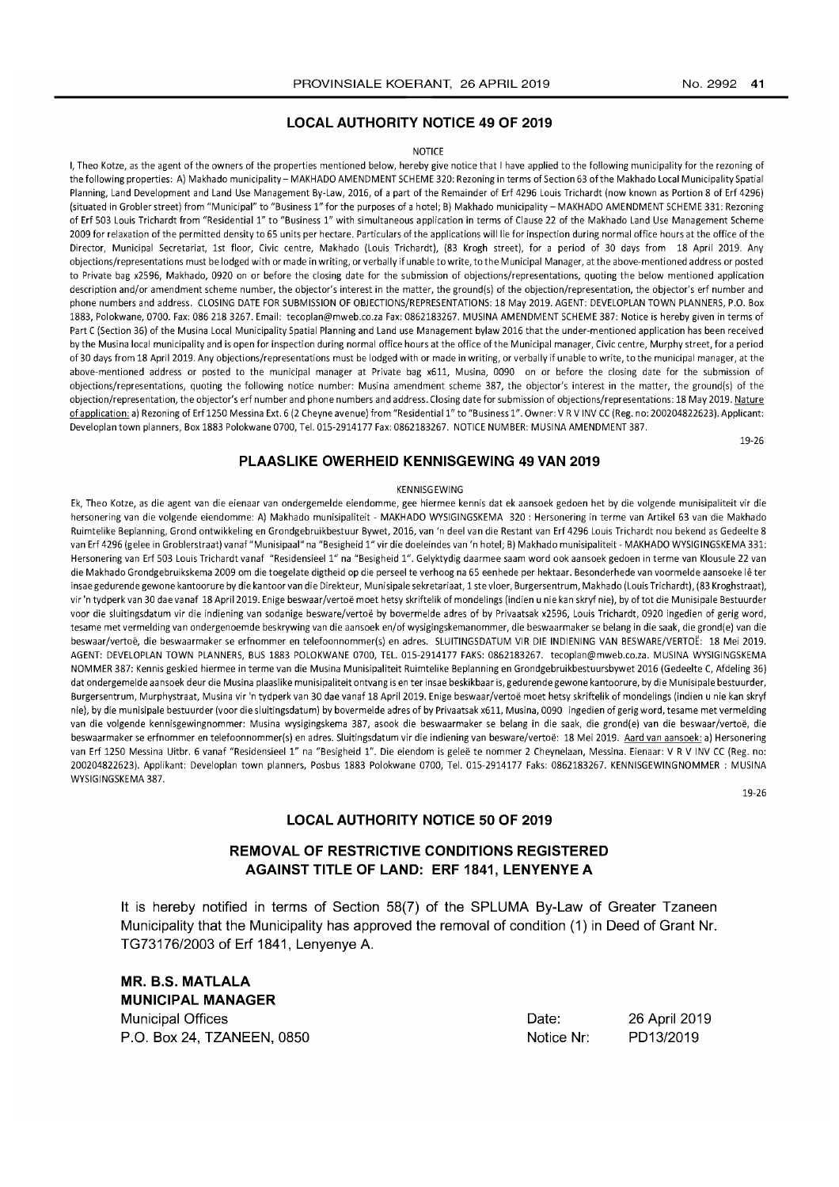## LOCAL AUTHORITY NOTICE 49 OF 2019

NOTICE

I, Theo Kotze, as the agent of the owners of the properties mentioned below, hereby give notice that I have applied to the following municipality for the rezoning of the following properties: A) Makhado municipality – MAKHADO AMENDMENT SCHEME 320: Rezoning in terms of Section 63 of the Makhado Local Municipality Spatial Planning, Land Development and Land Use Management By-Law, 2016, of a part of the Remainder of Erf 4296 Louis Trichardt (now known as Portion 8 of Erf 4296) (situated in Grobler street) from "Municipal" to "Business 1" for the purposes of a hotel; B) Makhado municipality – MAKHADO AMENDMENT SCHEME 331: Rezoning of Erf 503 Louis Trichardt from "Residential 1" to "Business 1" with simultaneous application in terms of Clause 22 of the Makhado Land Use Management Scheme 2009 for relaxation of the permitted density to 65 units per hectare. Particulars of the applications will lie for inspection during normal office hours at the office of the Director, Municipal Secretariat, 1st floor, Civic centre, Makhado (Louis Trichardt), (83 Krogh street), for a period of 30 days from 18 April 2019. Any objections/representations must be lodged with or made in writing, or verbally if unable to write, to the Municipal Manager, at the above-mentioned address or posted to Private bag x2596, Makhado, 0920 on or before the closing date for the submission of objections/representations, quoting the below mentioned application description and/or amendment scheme number, the objector's interest in the matter, the ground(s) of the objection/representation, the objector's erf number and phone numbers and address. CLOSING DATE FOR SUBMISSION OF OBJECTIONS/REPRESENTATIONS: 18 May 2019. AGENT: DEVELOPLAN TOWN PLANNERS, P.O. Box 1883, Polokwane, 0700. Fax: 086 218 3267. Email: tecoplan@mweb.co.za Fax: 0862183267. MUSINA AMENDMENT SCHEME 387: Notice is hereby given in terms of Part C (Section 36) of the Musina Local Municipality Spatial Planning and Land use Management bylaw 2016 that the under-mentioned application has been received by the Musina local municipality and is open for inspection during normal office hours at the office of the Municipal manager, Civic centre, Murphy street, for a period of 30 days from 18 April 2019. Any objections/representations must be lodged with or made in writing, or verbally if unable to write, to the municipal manager, at the above-mentioned address or posted to the municipal manager at Private bag x611, Musina, 0090 on or before the closing date for the submission of objections/representations, quoting the following notice number: Musina amendment scheme 387, the objector's interest in the matter, the ground(s) of the objection/representation, the objector's erf number and phone numbers and address. Closing date for submission of objections/representations: 18 May 2019. Nature of application: a) Rezoning of Erf 1250 Messina Ext. 6 (2 Cheyne avenue) from "Residential 1" to "Business 1". Owner: V R V INV CC (Reg. no: 200204822623). Applicant: Developlan town planners, Box 1883 Polokwane 0700, Tel. 015-2914177 Fax: 0862183267. NOTICE NUMBER: MUSINA AMENDMENT 387.

19-26

## PLAASLIKE OWERHEID KENNISGEWING 49 VAN 2019

KENNISGEWING

Ek, Theo Kotze, as die agent van die eienaar van ondergemelde eiendomme, gee hiermee kennis dat ek aansoek gedoen het by die volgende munisipaliteit vir die hersonering van die volgende eiendomme: A) Makhado munisipaliteit - MAKHADO WYSIGINGSKEMA 320 : Hersonering in terme van Artikel 63 van die Makhado Ruimtelike Beplanning, Grond ontwikkeling en Grondgebruikbestuur Bywet, 2016, van 'n deel van die Restant van Erf 4296 Louis Trichardt nou bekend as Gedeelte 8 van Erf 4296 (gelee in Groblerstraat) vanaf "Munisipaal" na "Besigheid 1" vir die doeleindes van 'n hotel; B) Makhado munisipaliteit - MAKHADO WYSIGINGSKEMA 331: Hersonering van Erf 503 Louis Trichardt vanaf "Residensieel 1" na "Besigheid 1". Gelyktydig daarmee saam word ook aansoek gedoen in terme van Klousule 22 van die Makhado Grondgebruikskema 2009 om die toegelate digtheid op die perseel te verhoog na 65 eenhede per hektaar. Besonderhede van voormelde aansoeke lê ter insae gedurende gewone kantoorure by die kantoor van die Direkteur, Munisipale sekretariaat, 1 ste vloer, Burgersentrum, Makhado (Louis Trichardt), (83 Kroghstraat), vir 'n tydperk van 30 dae vanaf 18 April 2019. Enige beswaar/vertoë moet hetsy skriftelik of mondelings (indien u nie kan skryf nie), by of tot die Munisipale Bestuurder voor die sluitingsdatum vir die indiening van sodanige besware/vertoë by bovermelde adres of by Privaatsak x2596, Louis Trichardt, 0920 ingedien of gerig word, tesame met vermelding van ondergenoemde beskrywing van die aansoek en/of wysigingskemanommer, die beswaarmaker se belang in die saak, die grond(e) van die beswaar/vertoë, die beswaarmaker se erfnommer en telefoonnommer(s) en adres. SLUITINGSDATUM VIR DIE INDIENING VAN BESWARE/VERTOË: 18 Mei 2019. AGENT: DEVELOPLAN TOWN PLANNERS, BUS 1883 POLOKWANE 0700, TEL. 015-2914177 FAKS: 0862183267. tecoplan@mweb.co.za. MUSINA WYSIGINGSKEMA NOMMER 387: Kennis geskied hiermee in terme van die Musina Munisipaliteit Ruimtelike Beplanning en Grondgebruikbestuursbywet 2016 (Gedeelte C, Afdeling 36) dat ondergemelde aansoek deur die Musina plaaslike munisipaliteit ontvang is en ter insae beskikbaar is, gedurende gewone kantoorure, by die Munisipale bestuurder, Burgersentrum, Murphystraat, Musina vir 'n tydperk van 30 dae vanaf 18 April 2019. Enige beswaar/vertoë moet hetsy skriftelik of mondelings (indien u nie kan skryf nie), by die munisipale bestuurder (voor die sluitingsdatum) by bovermelde adres of by Privaatsak x611, Musina, 0090 ingedien of gerig word, tesame met vermelding van die volgende kennisgewingnommer: Musina wysigingskema 387, asook die beswaarmaker se belang in die saak, die grond(e) van die beswaar/vertoë, die beswaarmaker se erfnommer en telefoonnommer(s) en adres. Sluitingsdatum vir die indiening van besware/vertoë: 18 Mei 2019. Aard van aansoek: a) Hersonering van Erf 1250 Messina Uitbr. 6 vanaf "Residensieel 1" na "Besigheid 1". Die eiendom is geleë te nommer 2 Cheynelaan, Messina. Eienaar: V R V INV CC (Reg. no: 200204822623). Applikant: Developlan town planners, Posbus 1883 Polokwane 0700, Tel. 015-2914177 Faks: 0862183267. KENNISGEWINGNOMMER : MUSINA WYSIGINGSKEMA 387.

19-26

## LOCAL AUTHORITY NOTICE 50 OF 2019

## REMOVAL OF RESTRICTIVE CONDITIONS REGISTERED AGAINST TITLE OF LAND: ERF 1841, LENYENYE A

It is hereby notified in terms of Section 58(7) of the SPLUMA By-Law of Greater Tzaneen Municipality that the Municipality has approved the removal of condition (1) in Deed of Grant Nr. TG73176/2003 of Erf 1841, Lenyenye A.

**MR. B.S. MATLALA**
**MUNICIPAL MANAGER**
Municipal Offices
P.O. Box 24, TZANEEN, 0850

Date: 26 April 2019
Notice Nr: PD13/2019